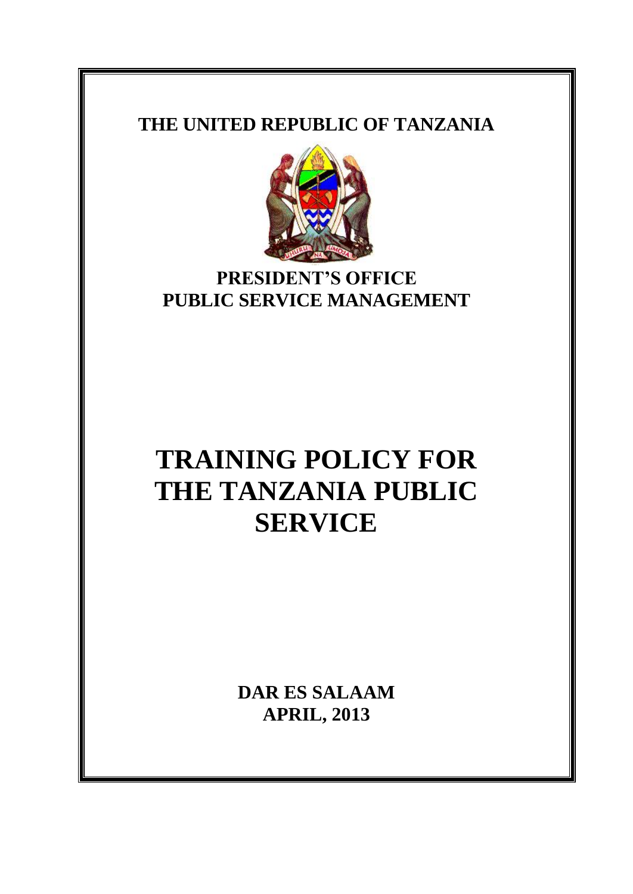**THE UNITED REPUBLIC OF TANZANIA**

**PRESIDENT'S OFFICE**
**PUBLIC SERVICE MANAGEMENT**

# TRAINING POLICY FOR THE TANZANIA PUBLIC SERVICE

**DAR ES SALAAM**
**APRIL, 2013**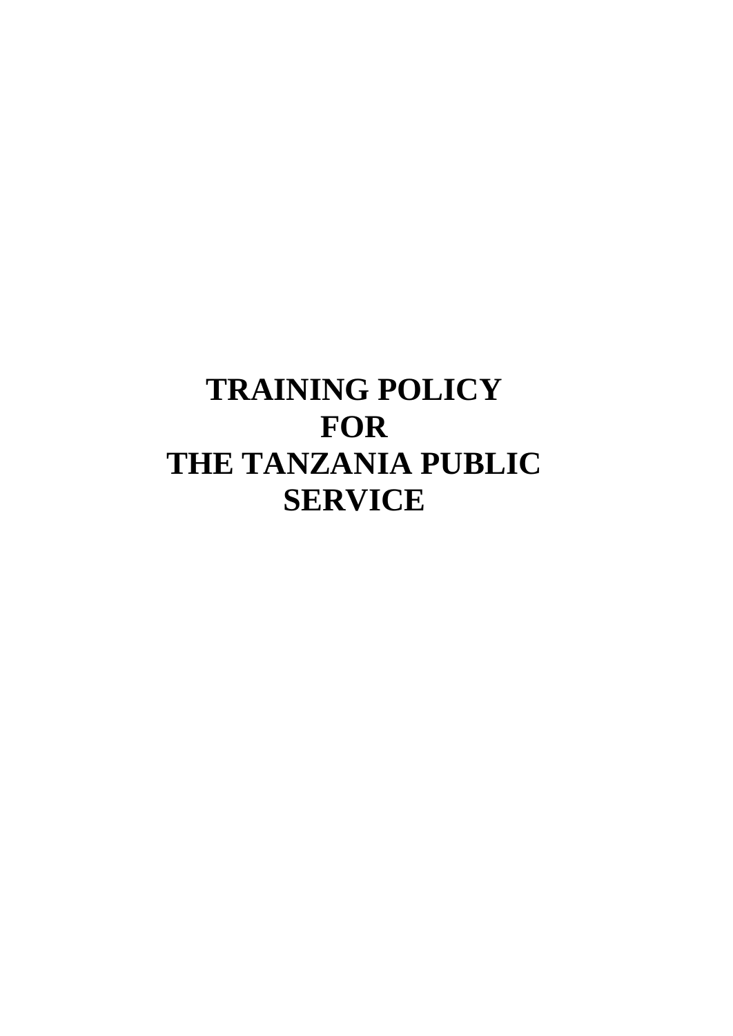# TRAINING POLICY FOR THE TANZANIA PUBLIC SERVICE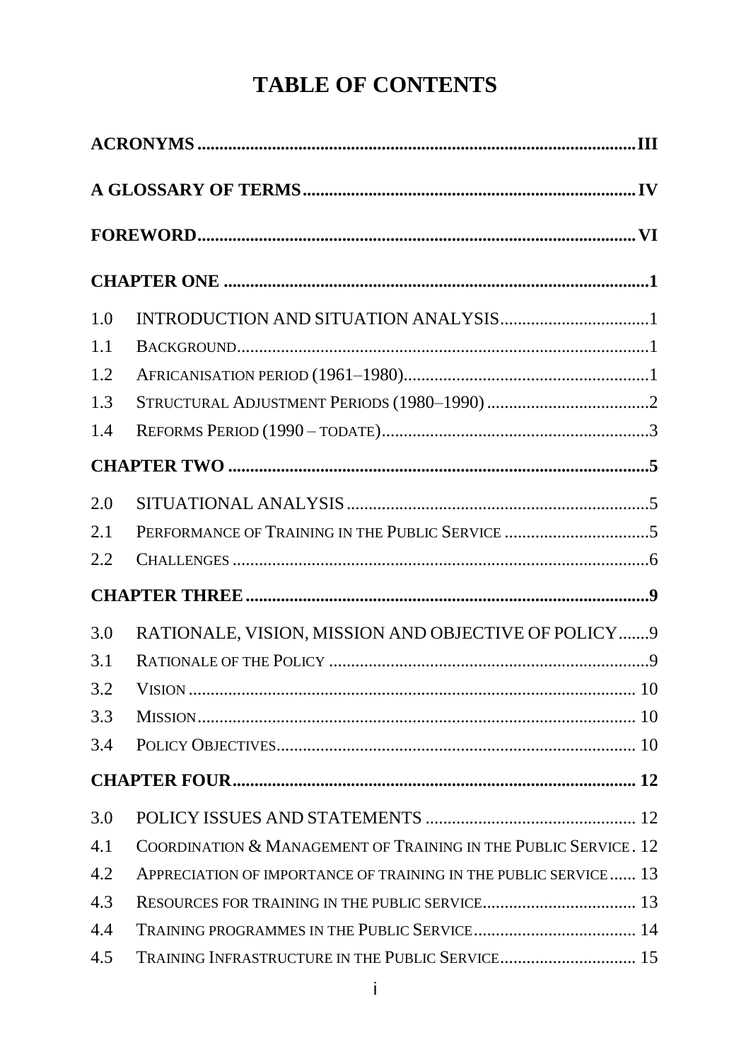# TABLE OF CONTENTS

**ACRONYMS** .......... **III**

**A GLOSSARY OF TERMS** .......... **IV**

**FOREWORD** .......... **VI**

**CHAPTER ONE** .......... **1**

1.0 INTRODUCTION AND SITUATION ANALYSIS .......... 1

1.1 BACKGROUND .......... 1

1.2 AFRICANISATION PERIOD (1961–1980) .......... 1

1.3 STRUCTURAL ADJUSTMENT PERIODS (1980–1990) .......... 2

1.4 REFORMS PERIOD (1990 – TODATE) .......... 3

**CHAPTER TWO** .......... **5**

2.0 SITUATIONAL ANALYSIS .......... 5

2.1 PERFORMANCE OF TRAINING IN THE PUBLIC SERVICE .......... 5

2.2 CHALLENGES .......... 6

**CHAPTER THREE** .......... **9**

3.0 RATIONALE, VISION, MISSION AND OBJECTIVE OF POLICY .......... 9

3.1 RATIONALE OF THE POLICY .......... 9

3.2 VISION .......... 10

3.3 MISSION .......... 10

3.4 POLICY OBJECTIVES .......... 10

**CHAPTER FOUR** .......... **12**

3.0 POLICY ISSUES AND STATEMENTS .......... 12

4.1 COORDINATION & MANAGEMENT OF TRAINING IN THE PUBLIC SERVICE . 12

4.2 APPRECIATION OF IMPORTANCE OF TRAINING IN THE PUBLIC SERVICE .......... 13

4.3 RESOURCES FOR TRAINING IN THE PUBLIC SERVICE .......... 13

4.4 TRAINING PROGRAMMES IN THE PUBLIC SERVICE .......... 14

4.5 TRAINING INFRASTRUCTURE IN THE PUBLIC SERVICE .......... 15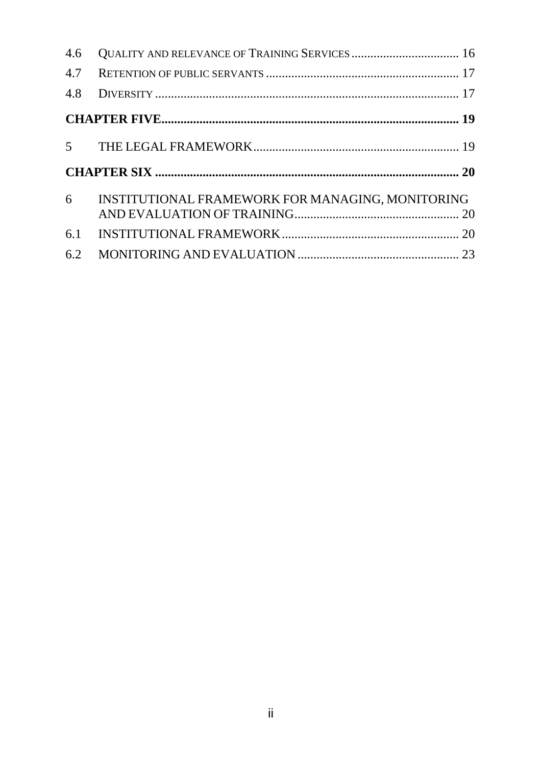| | | |
|---|---|---|
| 4.6 | QUALITY AND RELEVANCE OF TRAINING SERVICES | 16 |
| 4.7 | RETENTION OF PUBLIC SERVANTS | 17 |
| 4.8 | DIVERSITY | 17 |
| **CHAPTER FIVE** | | **19** |
| 5 | THE LEGAL FRAMEWORK | 19 |
| **CHAPTER SIX** | | **20** |
| 6 | INSTITUTIONAL FRAMEWORK FOR MANAGING, MONITORING AND EVALUATION OF TRAINING | 20 |
| 6.1 | INSTITUTIONAL FRAMEWORK | 20 |
| 6.2 | MONITORING AND EVALUATION | 23 |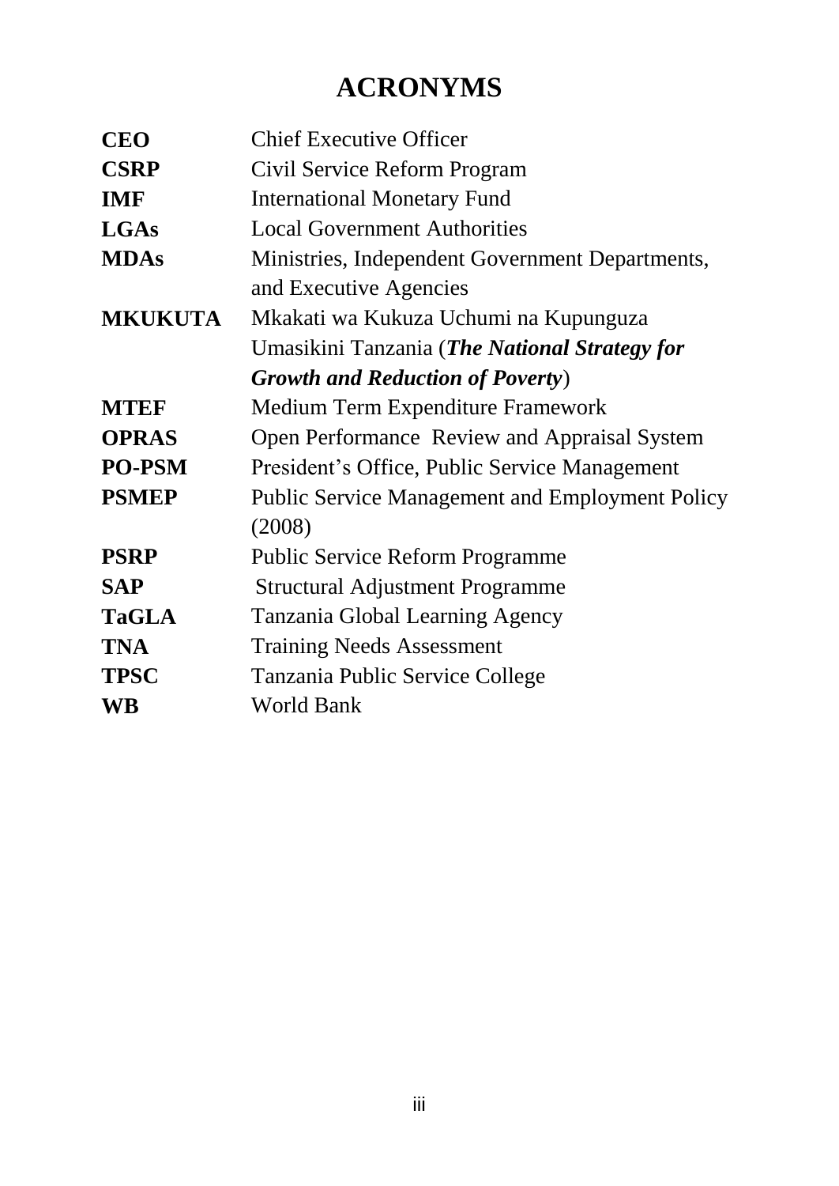# ACRONYMS

| | |
|---|---|
| **CEO** | Chief Executive Officer |
| **CSRP** | Civil Service Reform Program |
| **IMF** | International Monetary Fund |
| **LGAs** | Local Government Authorities |
| **MDAs** | Ministries, Independent Government Departments, and Executive Agencies |
| **MKUKUTA** | Mkakati wa Kukuza Uchumi na Kupunguza Umasikini Tanzania (***The National Strategy for Growth and Reduction of Poverty***) |
| **MTEF** | Medium Term Expenditure Framework |
| **OPRAS** | Open Performance Review and Appraisal System |
| **PO-PSM** | President's Office, Public Service Management |
| **PSMEP** | Public Service Management and Employment Policy (2008) |
| **PSRP** | Public Service Reform Programme |
| **SAP** | Structural Adjustment Programme |
| **TaGLA** | Tanzania Global Learning Agency |
| **TNA** | Training Needs Assessment |
| **TPSC** | Tanzania Public Service College |
| **WB** | World Bank |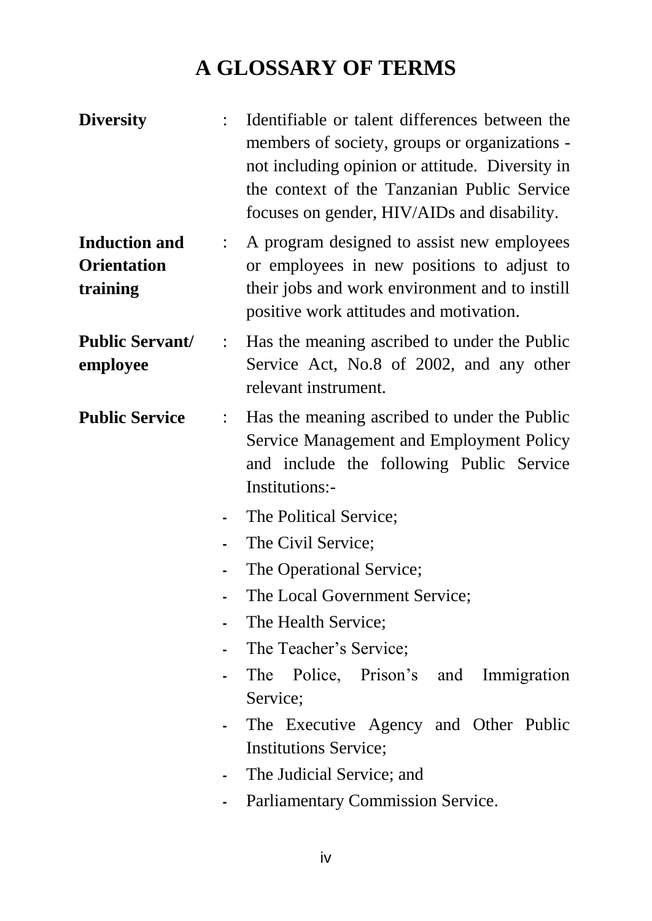# A GLOSSARY OF TERMS

**Diversity** : Identifiable or talent differences between the members of society, groups or organizations - not including opinion or attitude. Diversity in the context of the Tanzanian Public Service focuses on gender, HIV/AIDs and disability.

**Induction and Orientation training** : A program designed to assist new employees or employees in new positions to adjust to their jobs and work environment and to instill positive work attitudes and motivation.

**Public Servant/ employee** : Has the meaning ascribed to under the Public Service Act, No.8 of 2002, and any other relevant instrument.

**Public Service** : Has the meaning ascribed to under the Public Service Management and Employment Policy and include the following Public Service Institutions:-

- The Political Service;
- The Civil Service;
- The Operational Service;
- The Local Government Service;
- The Health Service;
- The Teacher's Service;
- The Police, Prison's and Immigration Service;
- The Executive Agency and Other Public Institutions Service;
- The Judicial Service; and
- Parliamentary Commission Service.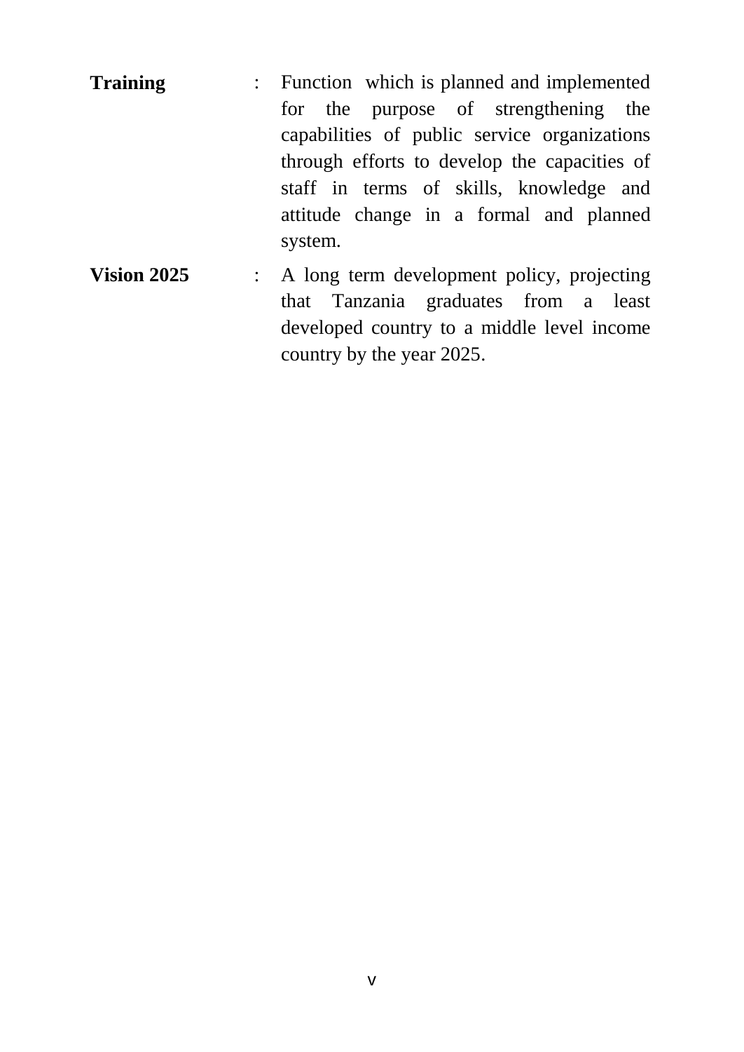**Training** : Function which is planned and implemented for the purpose of strengthening the capabilities of public service organizations through efforts to develop the capacities of staff in terms of skills, knowledge and attitude change in a formal and planned system.

**Vision 2025** : A long term development policy, projecting that Tanzania graduates from a least developed country to a middle level income country by the year 2025.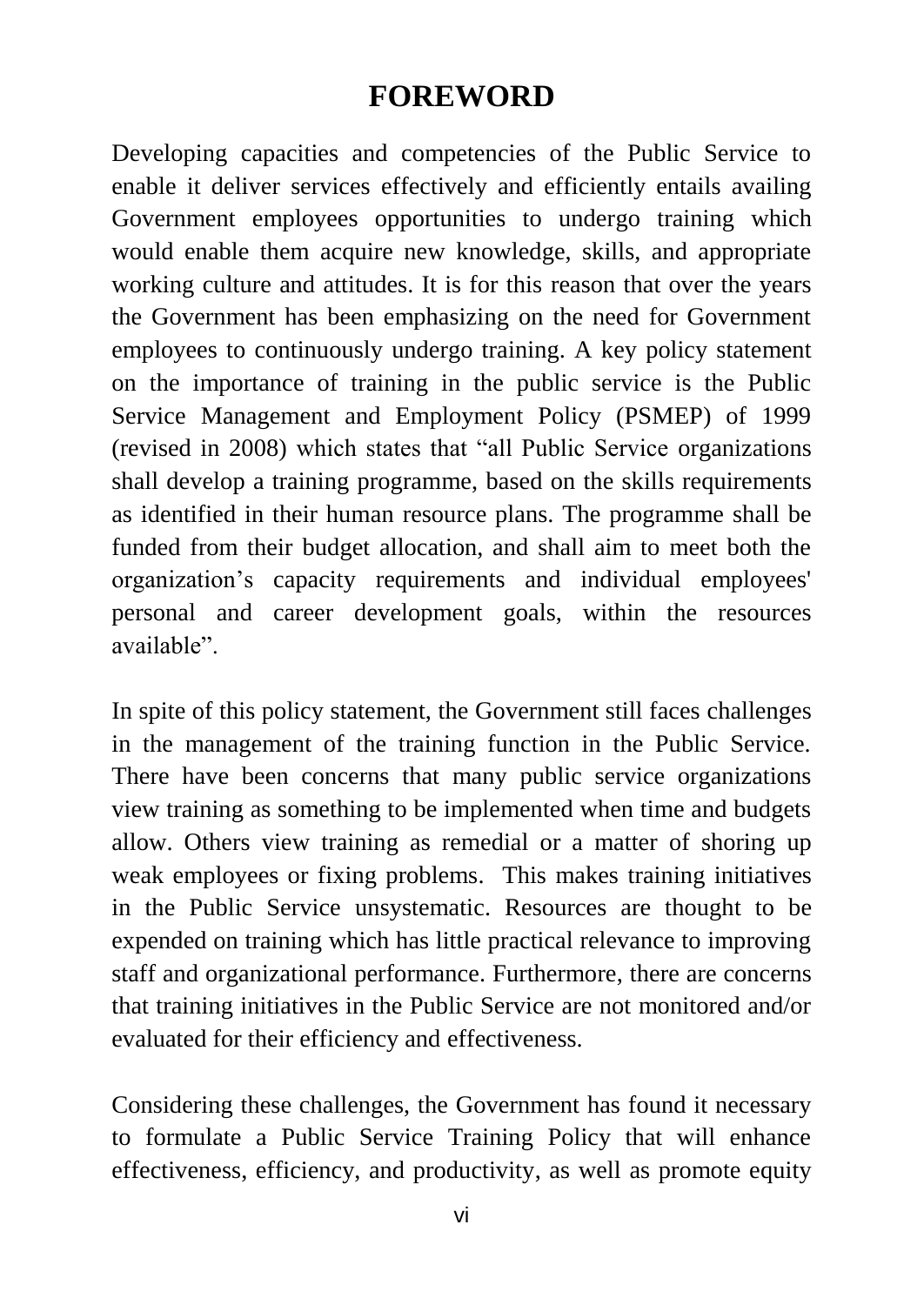# FOREWORD

Developing capacities and competencies of the Public Service to enable it deliver services effectively and efficiently entails availing Government employees opportunities to undergo training which would enable them acquire new knowledge, skills, and appropriate working culture and attitudes. It is for this reason that over the years the Government has been emphasizing on the need for Government employees to continuously undergo training. A key policy statement on the importance of training in the public service is the Public Service Management and Employment Policy (PSMEP) of 1999 (revised in 2008) which states that "all Public Service organizations shall develop a training programme, based on the skills requirements as identified in their human resource plans. The programme shall be funded from their budget allocation, and shall aim to meet both the organization's capacity requirements and individual employees' personal and career development goals, within the resources available".

In spite of this policy statement, the Government still faces challenges in the management of the training function in the Public Service. There have been concerns that many public service organizations view training as something to be implemented when time and budgets allow. Others view training as remedial or a matter of shoring up weak employees or fixing problems. This makes training initiatives in the Public Service unsystematic. Resources are thought to be expended on training which has little practical relevance to improving staff and organizational performance. Furthermore, there are concerns that training initiatives in the Public Service are not monitored and/or evaluated for their efficiency and effectiveness.

Considering these challenges, the Government has found it necessary to formulate a Public Service Training Policy that will enhance effectiveness, efficiency, and productivity, as well as promote equity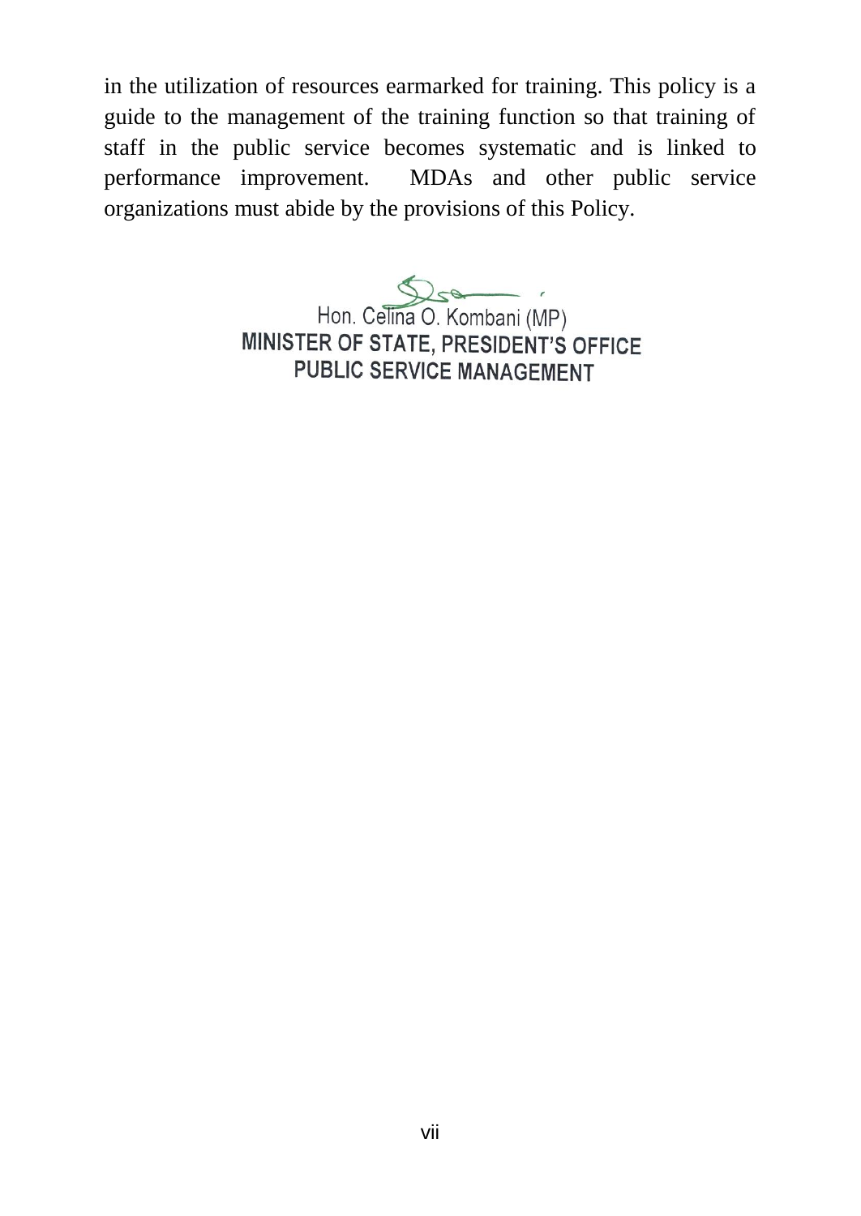in the utilization of resources earmarked for training. This policy is a guide to the management of the training function so that training of staff in the public service becomes systematic and is linked to performance improvement. MDAs and other public service organizations must abide by the provisions of this Policy.

Hon. Celina O. Kombani (MP)
**MINISTER OF STATE, PRESIDENT'S OFFICE**
**PUBLIC SERVICE MANAGEMENT**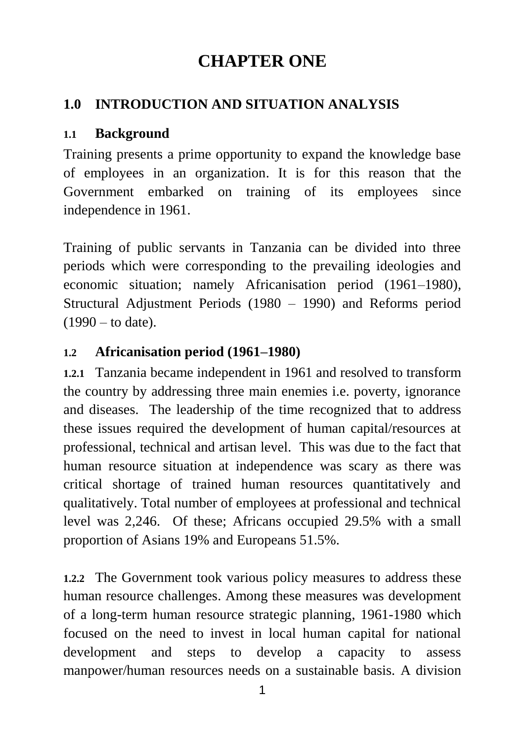# CHAPTER ONE

## 1.0 INTRODUCTION AND SITUATION ANALYSIS

### 1.1 Background

Training presents a prime opportunity to expand the knowledge base of employees in an organization. It is for this reason that the Government embarked on training of its employees since independence in 1961.

Training of public servants in Tanzania can be divided into three periods which were corresponding to the prevailing ideologies and economic situation; namely Africanisation period (1961–1980), Structural Adjustment Periods (1980 – 1990) and Reforms period (1990 – to date).

### 1.2 Africanisation period (1961–1980)

**1.2.1** Tanzania became independent in 1961 and resolved to transform the country by addressing three main enemies i.e. poverty, ignorance and diseases. The leadership of the time recognized that to address these issues required the development of human capital/resources at professional, technical and artisan level. This was due to the fact that human resource situation at independence was scary as there was critical shortage of trained human resources quantitatively and qualitatively. Total number of employees at professional and technical level was 2,246. Of these; Africans occupied 29.5% with a small proportion of Asians 19% and Europeans 51.5%.

**1.2.2** The Government took various policy measures to address these human resource challenges. Among these measures was development of a long-term human resource strategic planning, 1961-1980 which focused on the need to invest in local human capital for national development and steps to develop a capacity to assess manpower/human resources needs on a sustainable basis. A division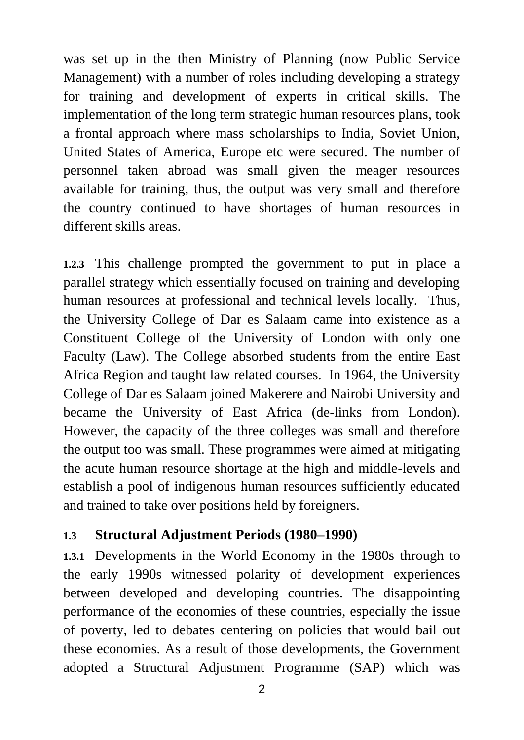was set up in the then Ministry of Planning (now Public Service Management) with a number of roles including developing a strategy for training and development of experts in critical skills. The implementation of the long term strategic human resources plans, took a frontal approach where mass scholarships to India, Soviet Union, United States of America, Europe etc were secured. The number of personnel taken abroad was small given the meager resources available for training, thus, the output was very small and therefore the country continued to have shortages of human resources in different skills areas.

**1.2.3** This challenge prompted the government to put in place a parallel strategy which essentially focused on training and developing human resources at professional and technical levels locally. Thus, the University College of Dar es Salaam came into existence as a Constituent College of the University of London with only one Faculty (Law). The College absorbed students from the entire East Africa Region and taught law related courses. In 1964, the University College of Dar es Salaam joined Makerere and Nairobi University and became the University of East Africa (de-links from London). However, the capacity of the three colleges was small and therefore the output too was small. These programmes were aimed at mitigating the acute human resource shortage at the high and middle-levels and establish a pool of indigenous human resources sufficiently educated and trained to take over positions held by foreigners.

## 1.3 Structural Adjustment Periods (1980–1990)

**1.3.1** Developments in the World Economy in the 1980s through to the early 1990s witnessed polarity of development experiences between developed and developing countries. The disappointing performance of the economies of these countries, especially the issue of poverty, led to debates centering on policies that would bail out these economies. As a result of those developments, the Government adopted a Structural Adjustment Programme (SAP) which was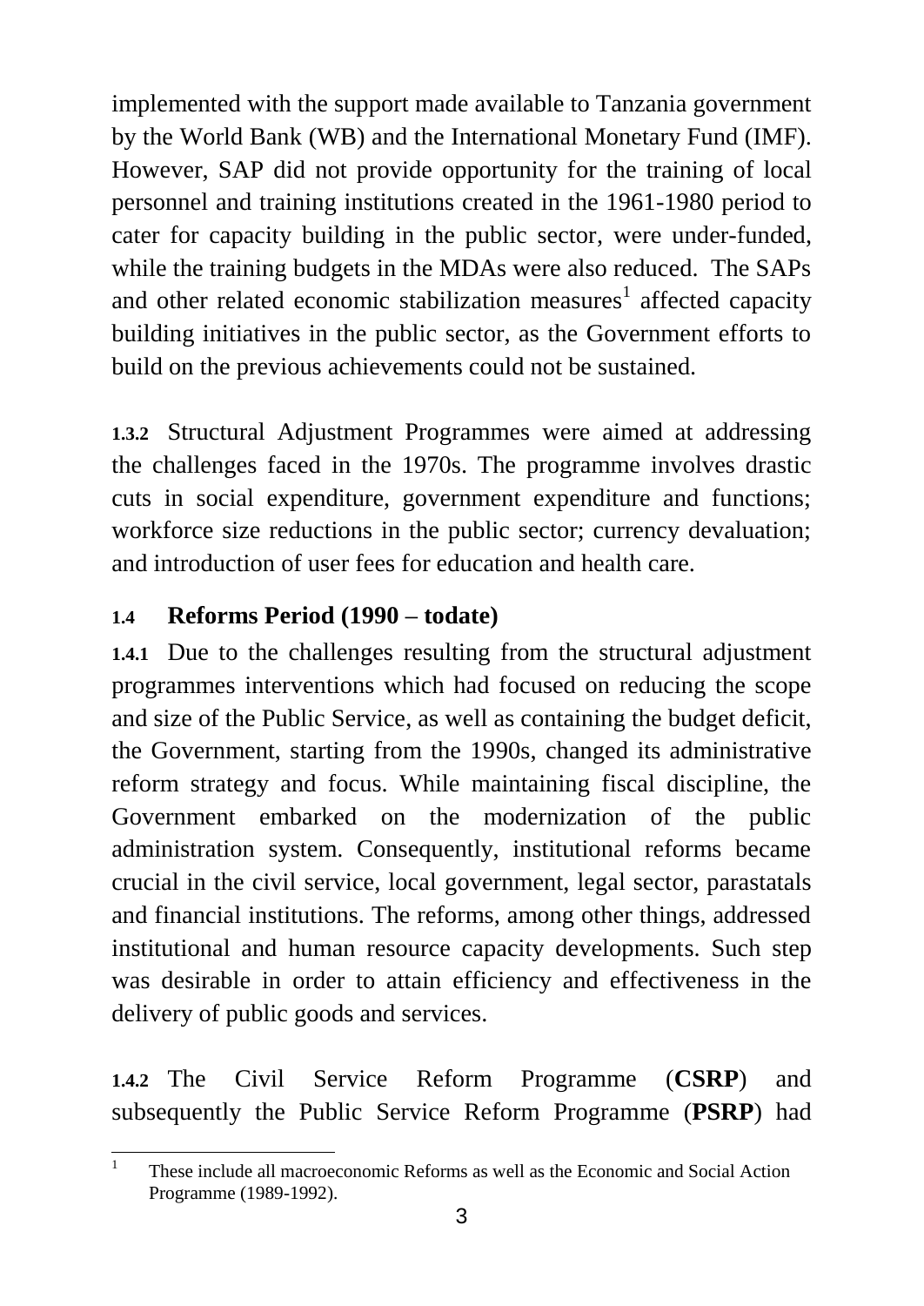implemented with the support made available to Tanzania government by the World Bank (WB) and the International Monetary Fund (IMF). However, SAP did not provide opportunity for the training of local personnel and training institutions created in the 1961-1980 period to cater for capacity building in the public sector, were under-funded, while the training budgets in the MDAs were also reduced. The SAPs and other related economic stabilization measures[1] affected capacity building initiatives in the public sector, as the Government efforts to build on the previous achievements could not be sustained.

**1.3.2** Structural Adjustment Programmes were aimed at addressing the challenges faced in the 1970s. The programme involves drastic cuts in social expenditure, government expenditure and functions; workforce size reductions in the public sector; currency devaluation; and introduction of user fees for education and health care.

## 1.4 Reforms Period (1990 – todate)

**1.4.1** Due to the challenges resulting from the structural adjustment programmes interventions which had focused on reducing the scope and size of the Public Service, as well as containing the budget deficit, the Government, starting from the 1990s, changed its administrative reform strategy and focus. While maintaining fiscal discipline, the Government embarked on the modernization of the public administration system. Consequently, institutional reforms became crucial in the civil service, local government, legal sector, parastatals and financial institutions. The reforms, among other things, addressed institutional and human resource capacity developments. Such step was desirable in order to attain efficiency and effectiveness in the delivery of public goods and services.

**1.4.2** The Civil Service Reform Programme (**CSRP**) and subsequently the Public Service Reform Programme (**PSRP**) had

---

[1] These include all macroeconomic Reforms as well as the Economic and Social Action Programme (1989-1992).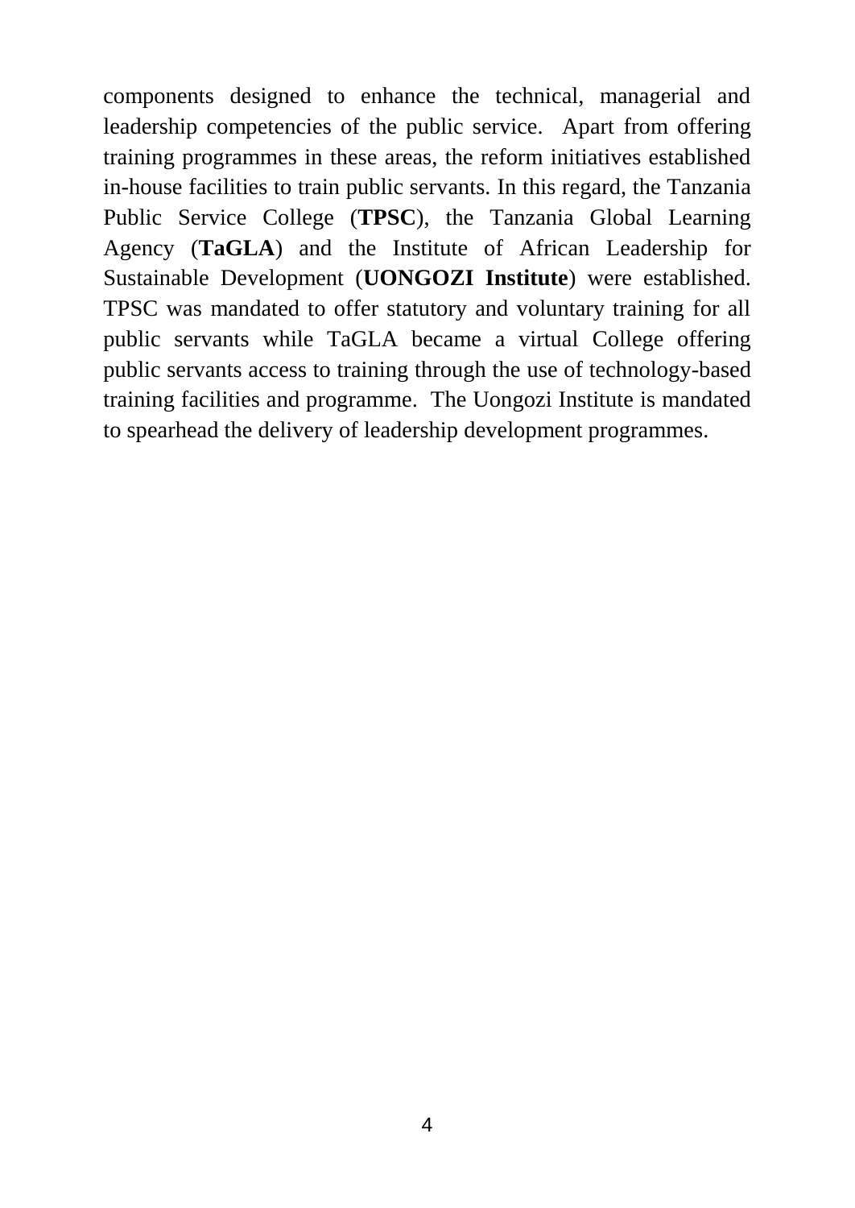components designed to enhance the technical, managerial and leadership competencies of the public service. Apart from offering training programmes in these areas, the reform initiatives established in-house facilities to train public servants. In this regard, the Tanzania Public Service College (**TPSC**), the Tanzania Global Learning Agency (**TaGLA**) and the Institute of African Leadership for Sustainable Development (**UONGOZI Institute**) were established. TPSC was mandated to offer statutory and voluntary training for all public servants while TaGLA became a virtual College offering public servants access to training through the use of technology-based training facilities and programme. The Uongozi Institute is mandated to spearhead the delivery of leadership development programmes.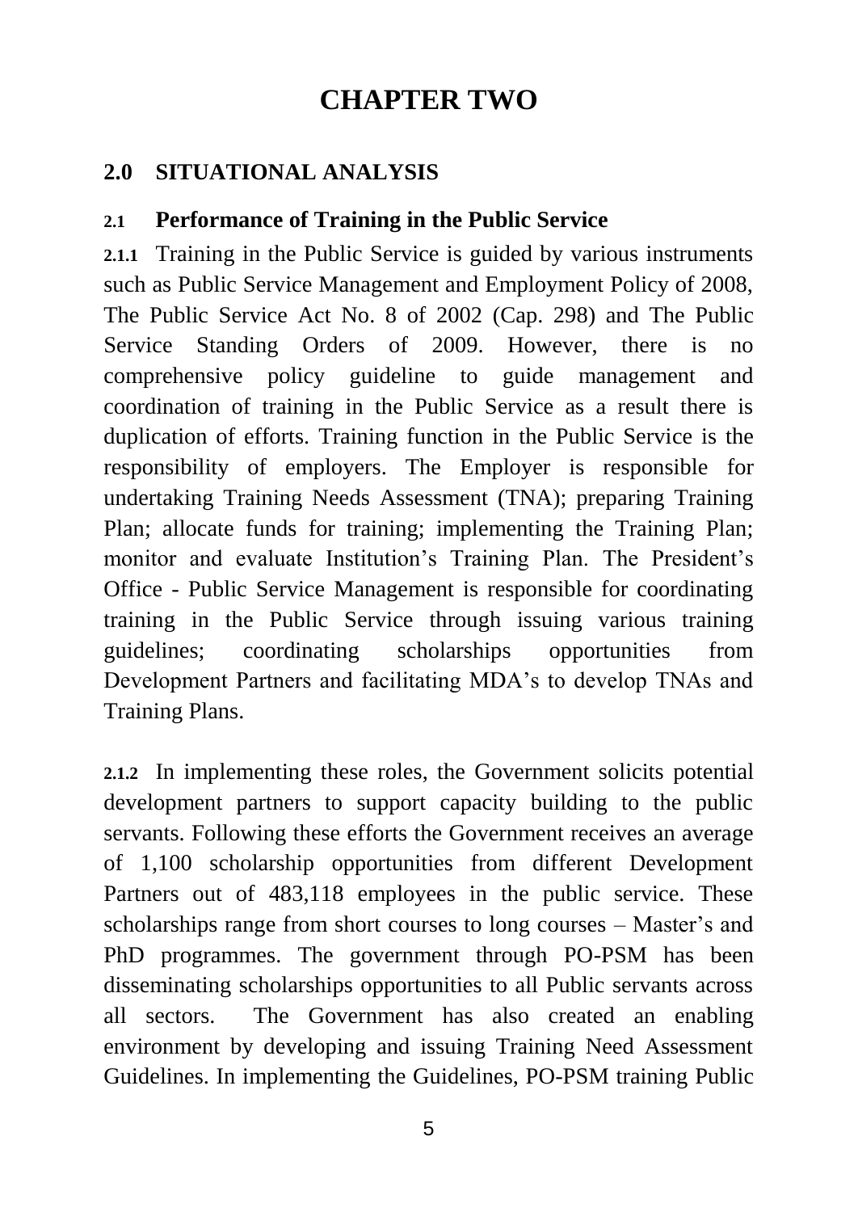# CHAPTER TWO

## 2.0 SITUATIONAL ANALYSIS

### 2.1 Performance of Training in the Public Service

**2.1.1** Training in the Public Service is guided by various instruments such as Public Service Management and Employment Policy of 2008, The Public Service Act No. 8 of 2002 (Cap. 298) and The Public Service Standing Orders of 2009. However, there is no comprehensive policy guideline to guide management and coordination of training in the Public Service as a result there is duplication of efforts. Training function in the Public Service is the responsibility of employers. The Employer is responsible for undertaking Training Needs Assessment (TNA); preparing Training Plan; allocate funds for training; implementing the Training Plan; monitor and evaluate Institution's Training Plan. The President's Office - Public Service Management is responsible for coordinating training in the Public Service through issuing various training guidelines; coordinating scholarships opportunities from Development Partners and facilitating MDA's to develop TNAs and Training Plans.

**2.1.2** In implementing these roles, the Government solicits potential development partners to support capacity building to the public servants. Following these efforts the Government receives an average of 1,100 scholarship opportunities from different Development Partners out of 483,118 employees in the public service. These scholarships range from short courses to long courses – Master's and PhD programmes. The government through PO-PSM has been disseminating scholarships opportunities to all Public servants across all sectors. The Government has also created an enabling environment by developing and issuing Training Need Assessment Guidelines. In implementing the Guidelines, PO-PSM training Public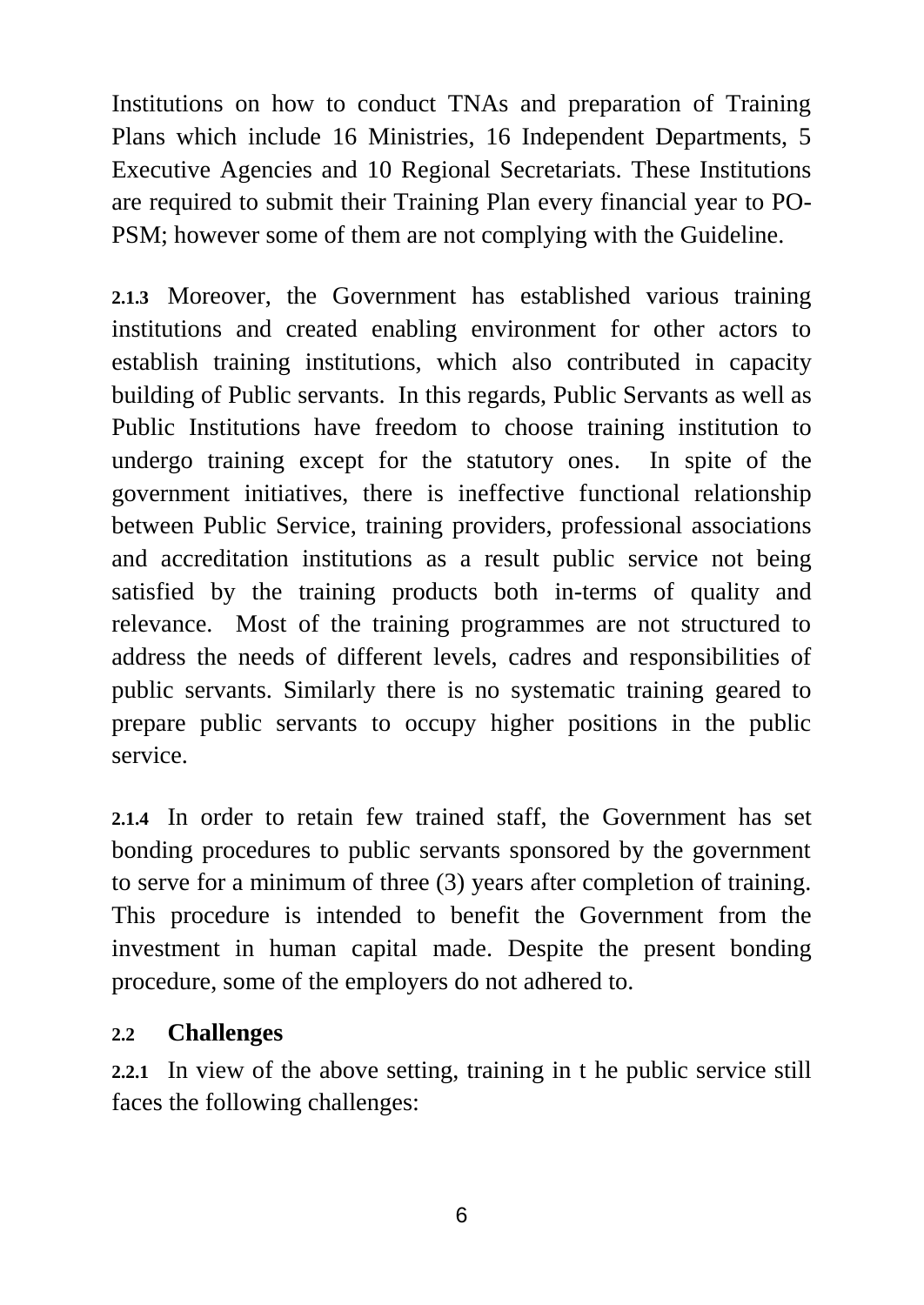Institutions on how to conduct TNAs and preparation of Training Plans which include 16 Ministries, 16 Independent Departments, 5 Executive Agencies and 10 Regional Secretariats. These Institutions are required to submit their Training Plan every financial year to PO-PSM; however some of them are not complying with the Guideline.

**2.1.3** Moreover, the Government has established various training institutions and created enabling environment for other actors to establish training institutions, which also contributed in capacity building of Public servants. In this regards, Public Servants as well as Public Institutions have freedom to choose training institution to undergo training except for the statutory ones. In spite of the government initiatives, there is ineffective functional relationship between Public Service, training providers, professional associations and accreditation institutions as a result public service not being satisfied by the training products both in-terms of quality and relevance. Most of the training programmes are not structured to address the needs of different levels, cadres and responsibilities of public servants. Similarly there is no systematic training geared to prepare public servants to occupy higher positions in the public service.

**2.1.4** In order to retain few trained staff, the Government has set bonding procedures to public servants sponsored by the government to serve for a minimum of three (3) years after completion of training. This procedure is intended to benefit the Government from the investment in human capital made. Despite the present bonding procedure, some of the employers do not adhered to.

## 2.2 Challenges

**2.2.1** In view of the above setting, training in t he public service still faces the following challenges: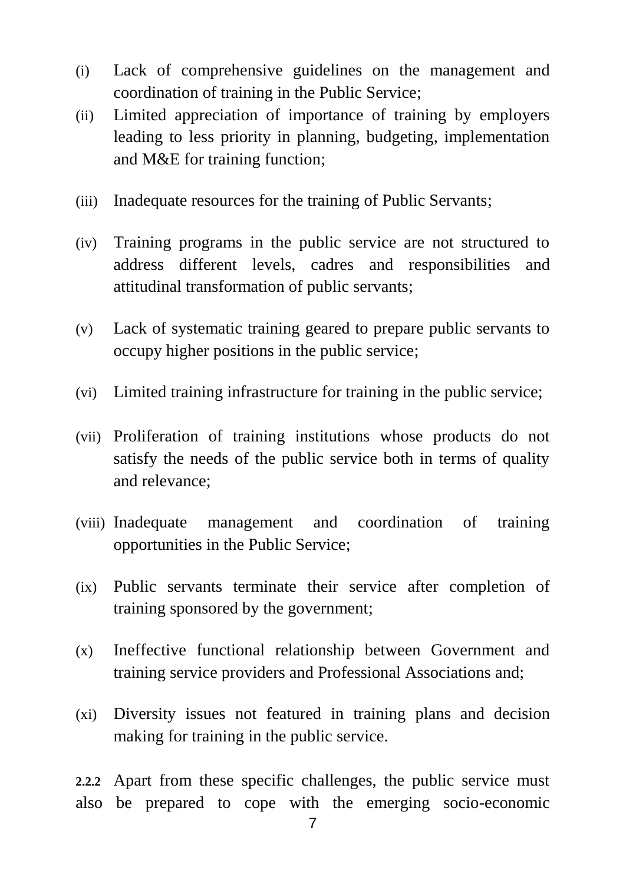(i) Lack of comprehensive guidelines on the management and coordination of training in the Public Service;

(ii) Limited appreciation of importance of training by employers leading to less priority in planning, budgeting, implementation and M&E for training function;

(iii) Inadequate resources for the training of Public Servants;

(iv) Training programs in the public service are not structured to address different levels, cadres and responsibilities and attitudinal transformation of public servants;

(v) Lack of systematic training geared to prepare public servants to occupy higher positions in the public service;

(vi) Limited training infrastructure for training in the public service;

(vii) Proliferation of training institutions whose products do not satisfy the needs of the public service both in terms of quality and relevance;

(viii) Inadequate management and coordination of training opportunities in the Public Service;

(ix) Public servants terminate their service after completion of training sponsored by the government;

(x) Ineffective functional relationship between Government and training service providers and Professional Associations and;

(xi) Diversity issues not featured in training plans and decision making for training in the public service.

**2.2.2** Apart from these specific challenges, the public service must also be prepared to cope with the emerging socio-economic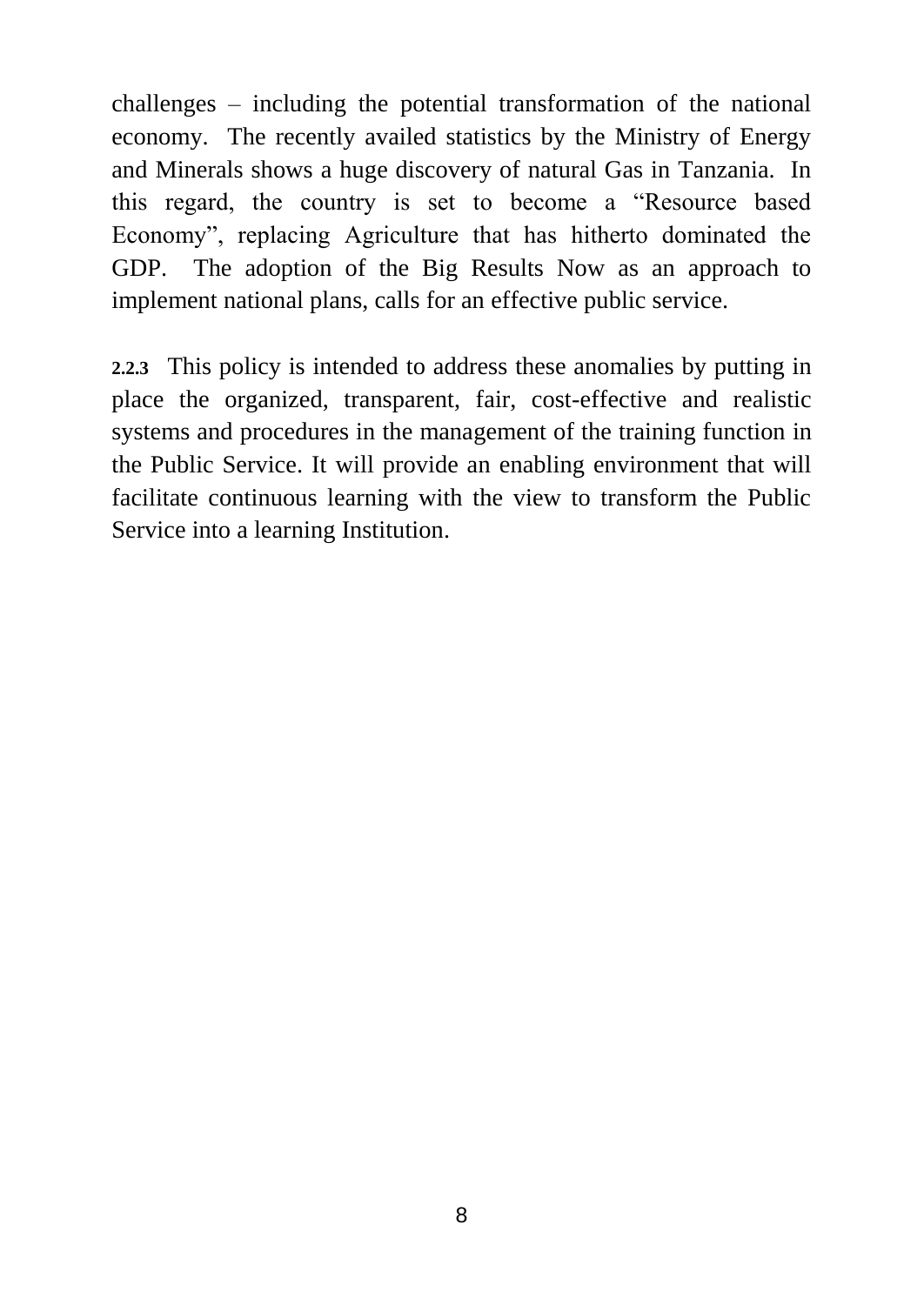challenges – including the potential transformation of the national economy. The recently availed statistics by the Ministry of Energy and Minerals shows a huge discovery of natural Gas in Tanzania. In this regard, the country is set to become a "Resource based Economy", replacing Agriculture that has hitherto dominated the GDP. The adoption of the Big Results Now as an approach to implement national plans, calls for an effective public service.

**2.2.3** This policy is intended to address these anomalies by putting in place the organized, transparent, fair, cost-effective and realistic systems and procedures in the management of the training function in the Public Service. It will provide an enabling environment that will facilitate continuous learning with the view to transform the Public Service into a learning Institution.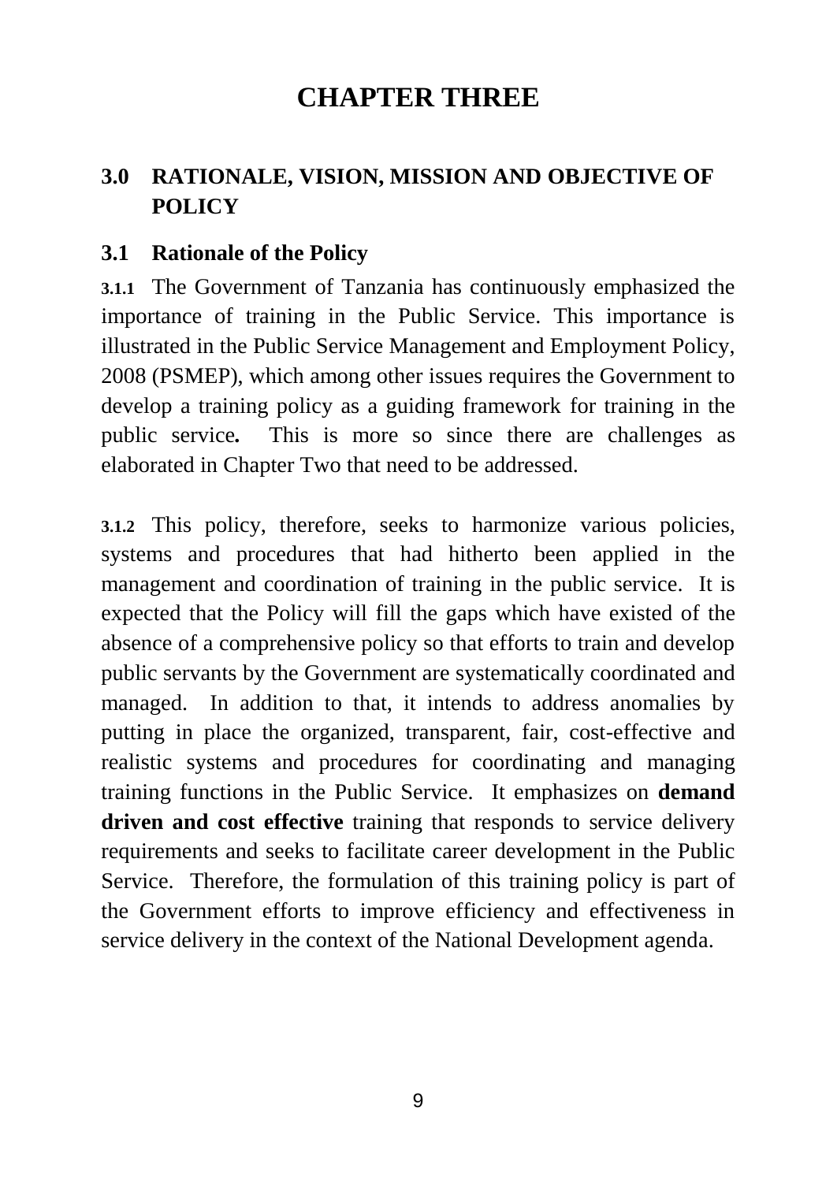# CHAPTER THREE

## 3.0 RATIONALE, VISION, MISSION AND OBJECTIVE OF POLICY

### 3.1 Rationale of the Policy

**3.1.1** The Government of Tanzania has continuously emphasized the importance of training in the Public Service. This importance is illustrated in the Public Service Management and Employment Policy, 2008 (PSMEP), which among other issues requires the Government to develop a training policy as a guiding framework for training in the public service**.** This is more so since there are challenges as elaborated in Chapter Two that need to be addressed.

**3.1.2** This policy, therefore, seeks to harmonize various policies, systems and procedures that had hitherto been applied in the management and coordination of training in the public service. It is expected that the Policy will fill the gaps which have existed of the absence of a comprehensive policy so that efforts to train and develop public servants by the Government are systematically coordinated and managed. In addition to that, it intends to address anomalies by putting in place the organized, transparent, fair, cost-effective and realistic systems and procedures for coordinating and managing training functions in the Public Service. It emphasizes on **demand driven and cost effective** training that responds to service delivery requirements and seeks to facilitate career development in the Public Service. Therefore, the formulation of this training policy is part of the Government efforts to improve efficiency and effectiveness in service delivery in the context of the National Development agenda.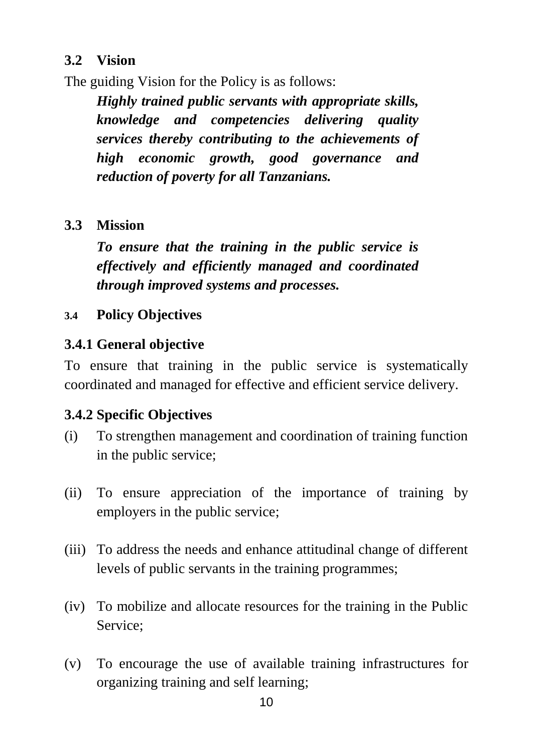### 3.2 Vision

The guiding Vision for the Policy is as follows:

> ***Highly trained public servants with appropriate skills, knowledge and competencies delivering quality services thereby contributing to the achievements of high economic growth, good governance and reduction of poverty for all Tanzanians.***

### 3.3 Mission

> ***To ensure that the training in the public service is effectively and efficiently managed and coordinated through improved systems and processes.***

### 3.4 Policy Objectives

#### 3.4.1 General objective

To ensure that training in the public service is systematically coordinated and managed for effective and efficient service delivery.

#### 3.4.2 Specific Objectives

(i) To strengthen management and coordination of training function in the public service;

(ii) To ensure appreciation of the importance of training by employers in the public service;

(iii) To address the needs and enhance attitudinal change of different levels of public servants in the training programmes;

(iv) To mobilize and allocate resources for the training in the Public Service;

(v) To encourage the use of available training infrastructures for organizing training and self learning;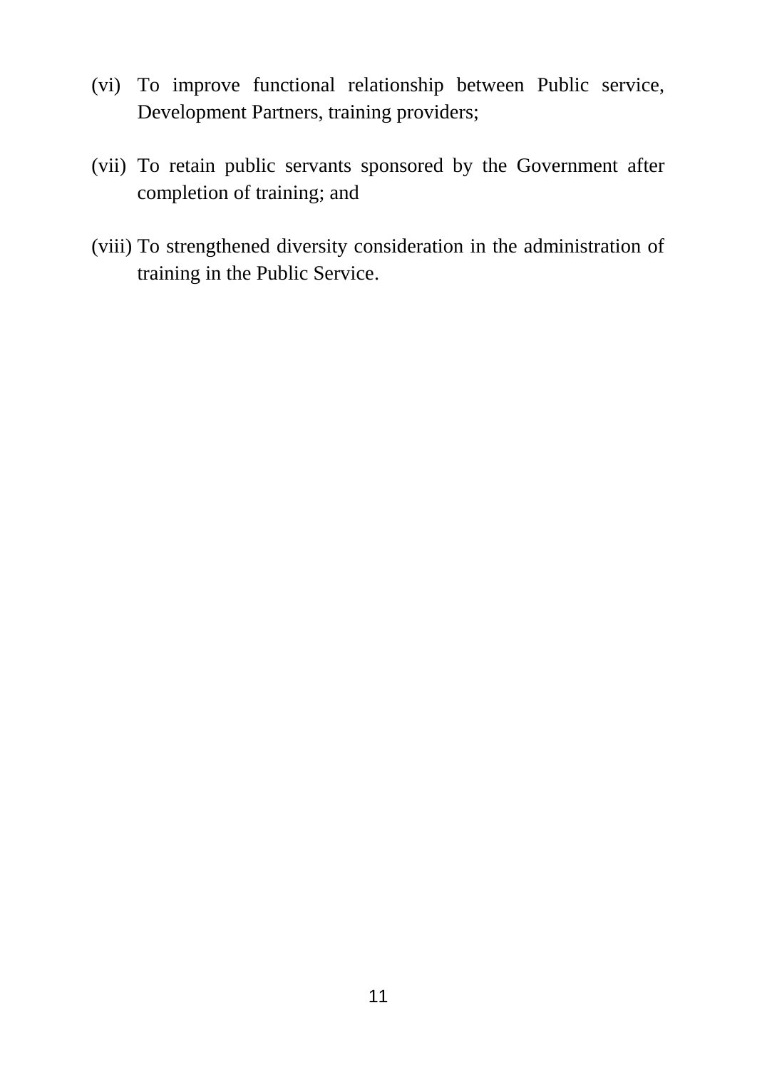(vi) To improve functional relationship between Public service, Development Partners, training providers;

(vii) To retain public servants sponsored by the Government after completion of training; and

(viii) To strengthened diversity consideration in the administration of training in the Public Service.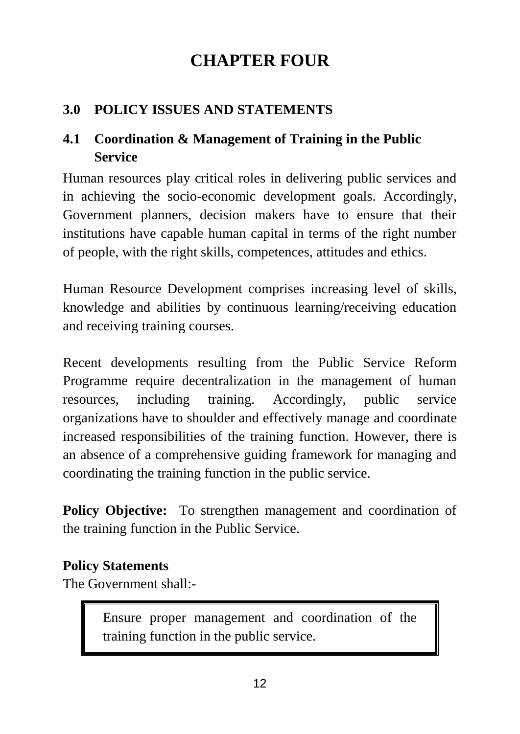# CHAPTER FOUR

## 3.0 POLICY ISSUES AND STATEMENTS

### 4.1 Coordination & Management of Training in the Public Service

Human resources play critical roles in delivering public services and in achieving the socio-economic development goals. Accordingly, Government planners, decision makers have to ensure that their institutions have capable human capital in terms of the right number of people, with the right skills, competences, attitudes and ethics.

Human Resource Development comprises increasing level of skills, knowledge and abilities by continuous learning/receiving education and receiving training courses.

Recent developments resulting from the Public Service Reform Programme require decentralization in the management of human resources, including training. Accordingly, public service organizations have to shoulder and effectively manage and coordinate increased responsibilities of the training function. However, there is an absence of a comprehensive guiding framework for managing and coordinating the training function in the public service.

**Policy Objective:** To strengthen management and coordination of the training function in the Public Service.

**Policy Statements**

The Government shall:-

> Ensure proper management and coordination of the training function in the public service.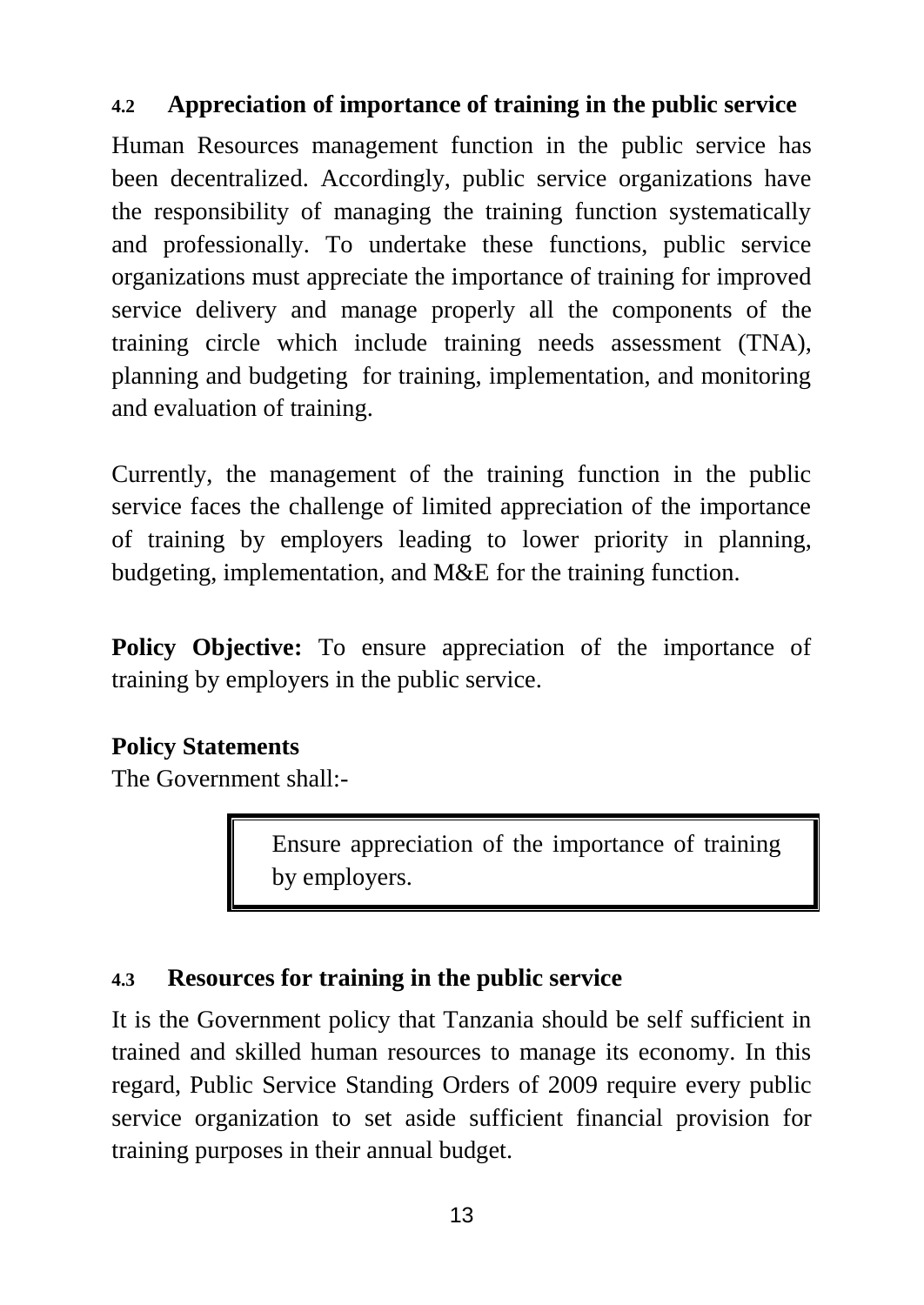## 4.2 Appreciation of importance of training in the public service

Human Resources management function in the public service has been decentralized. Accordingly, public service organizations have the responsibility of managing the training function systematically and professionally. To undertake these functions, public service organizations must appreciate the importance of training for improved service delivery and manage properly all the components of the training circle which include training needs assessment (TNA), planning and budgeting for training, implementation, and monitoring and evaluation of training.

Currently, the management of the training function in the public service faces the challenge of limited appreciation of the importance of training by employers leading to lower priority in planning, budgeting, implementation, and M&E for the training function.

**Policy Objective:** To ensure appreciation of the importance of training by employers in the public service.

**Policy Statements**

The Government shall:-

> Ensure appreciation of the importance of training by employers.

## 4.3 Resources for training in the public service

It is the Government policy that Tanzania should be self sufficient in trained and skilled human resources to manage its economy. In this regard, Public Service Standing Orders of 2009 require every public service organization to set aside sufficient financial provision for training purposes in their annual budget.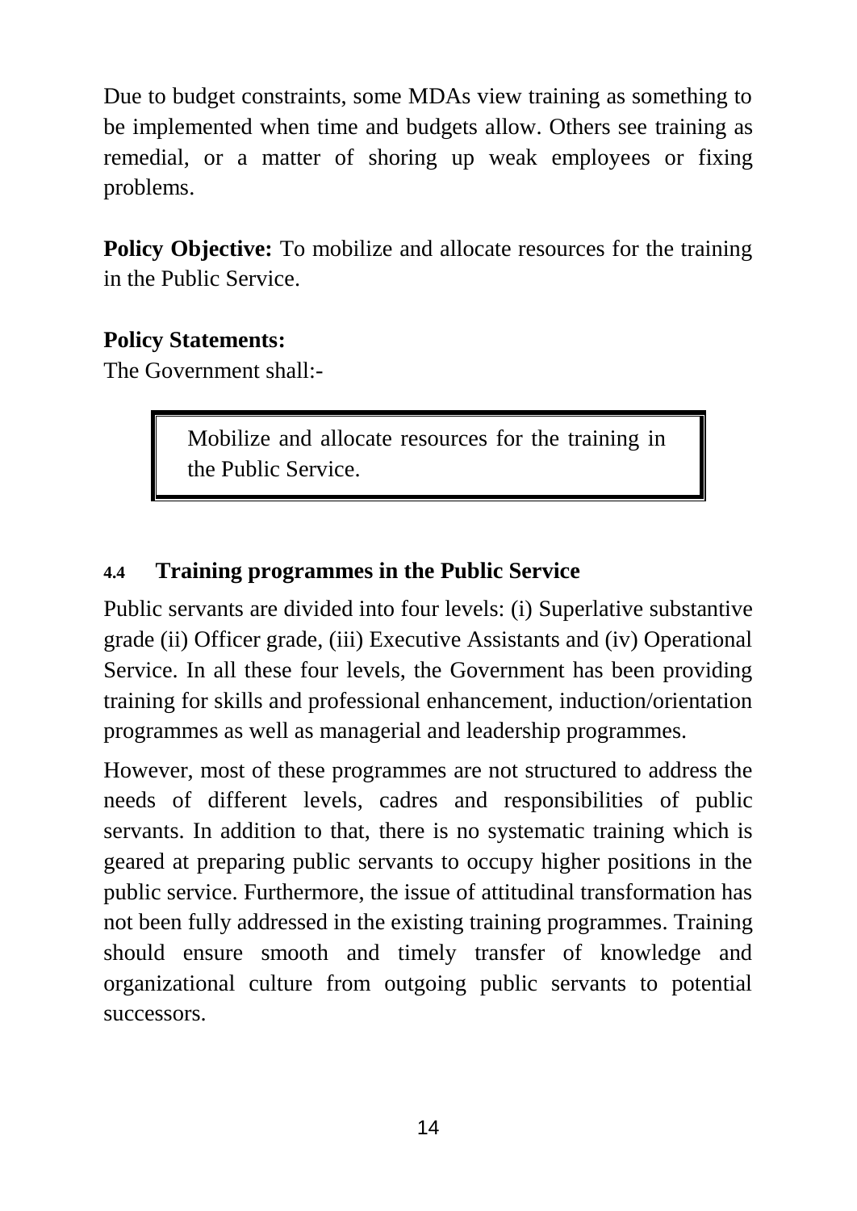Due to budget constraints, some MDAs view training as something to be implemented when time and budgets allow. Others see training as remedial, or a matter of shoring up weak employees or fixing problems.

**Policy Objective:** To mobilize and allocate resources for the training in the Public Service.

**Policy Statements:**

The Government shall:-

> Mobilize and allocate resources for the training in the Public Service.

### 4.4 Training programmes in the Public Service

Public servants are divided into four levels: (i) Superlative substantive grade (ii) Officer grade, (iii) Executive Assistants and (iv) Operational Service. In all these four levels, the Government has been providing training for skills and professional enhancement, induction/orientation programmes as well as managerial and leadership programmes.

However, most of these programmes are not structured to address the needs of different levels, cadres and responsibilities of public servants. In addition to that, there is no systematic training which is geared at preparing public servants to occupy higher positions in the public service. Furthermore, the issue of attitudinal transformation has not been fully addressed in the existing training programmes. Training should ensure smooth and timely transfer of knowledge and organizational culture from outgoing public servants to potential successors.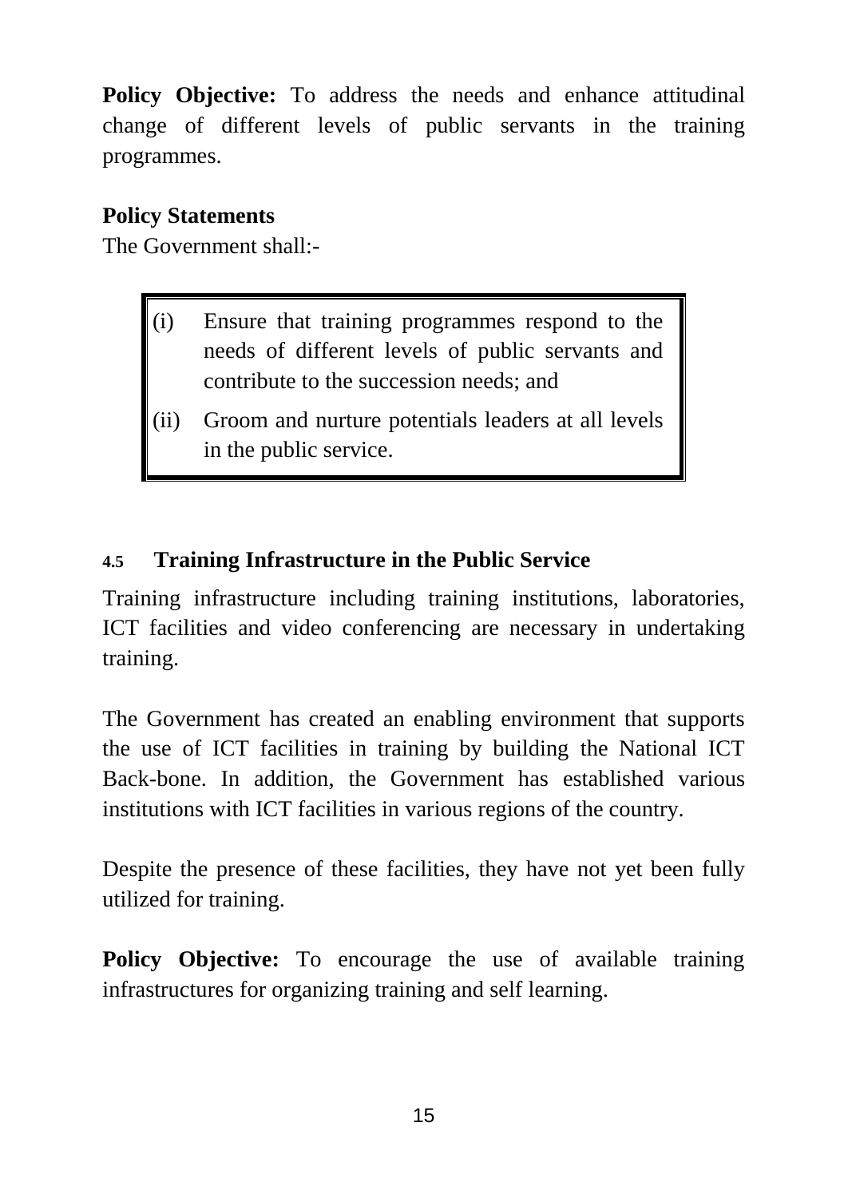**Policy Objective:** To address the needs and enhance attitudinal change of different levels of public servants in the training programmes.

**Policy Statements**

The Government shall:-

(i) Ensure that training programmes respond to the needs of different levels of public servants and contribute to the succession needs; and

(ii) Groom and nurture potentials leaders at all levels in the public service.

### 4.5 Training Infrastructure in the Public Service

Training infrastructure including training institutions, laboratories, ICT facilities and video conferencing are necessary in undertaking training.

The Government has created an enabling environment that supports the use of ICT facilities in training by building the National ICT Back-bone. In addition, the Government has established various institutions with ICT facilities in various regions of the country.

Despite the presence of these facilities, they have not yet been fully utilized for training.

**Policy Objective:** To encourage the use of available training infrastructures for organizing training and self learning.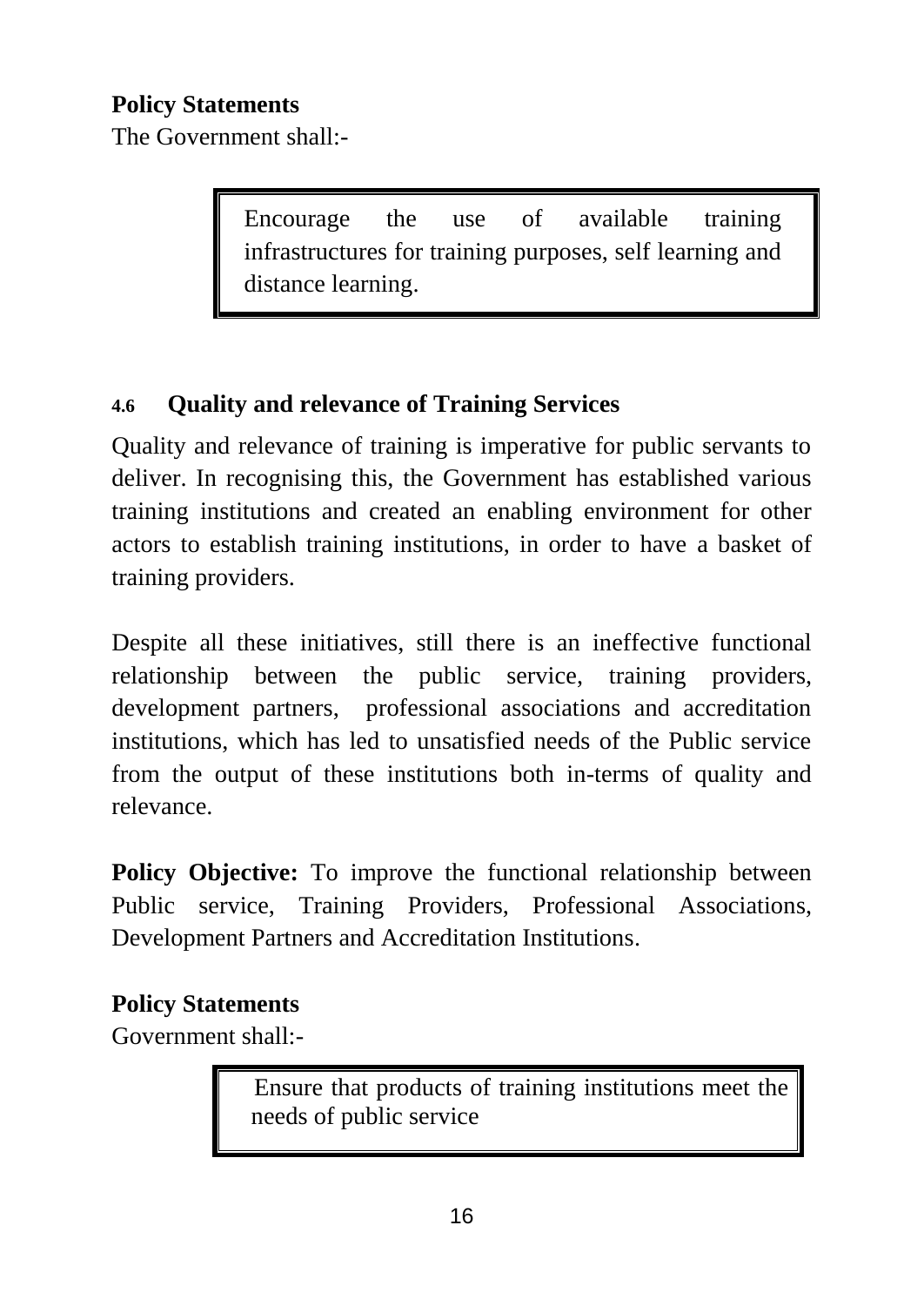**Policy Statements**

The Government shall:-

> Encourage the use of available training infrastructures for training purposes, self learning and distance learning.

### 4.6 Quality and relevance of Training Services

Quality and relevance of training is imperative for public servants to deliver. In recognising this, the Government has established various training institutions and created an enabling environment for other actors to establish training institutions, in order to have a basket of training providers.

Despite all these initiatives, still there is an ineffective functional relationship between the public service, training providers, development partners, professional associations and accreditation institutions, which has led to unsatisfied needs of the Public service from the output of these institutions both in-terms of quality and relevance.

**Policy Objective:** To improve the functional relationship between Public service, Training Providers, Professional Associations, Development Partners and Accreditation Institutions.

**Policy Statements**

Government shall:-

> Ensure that products of training institutions meet the needs of public service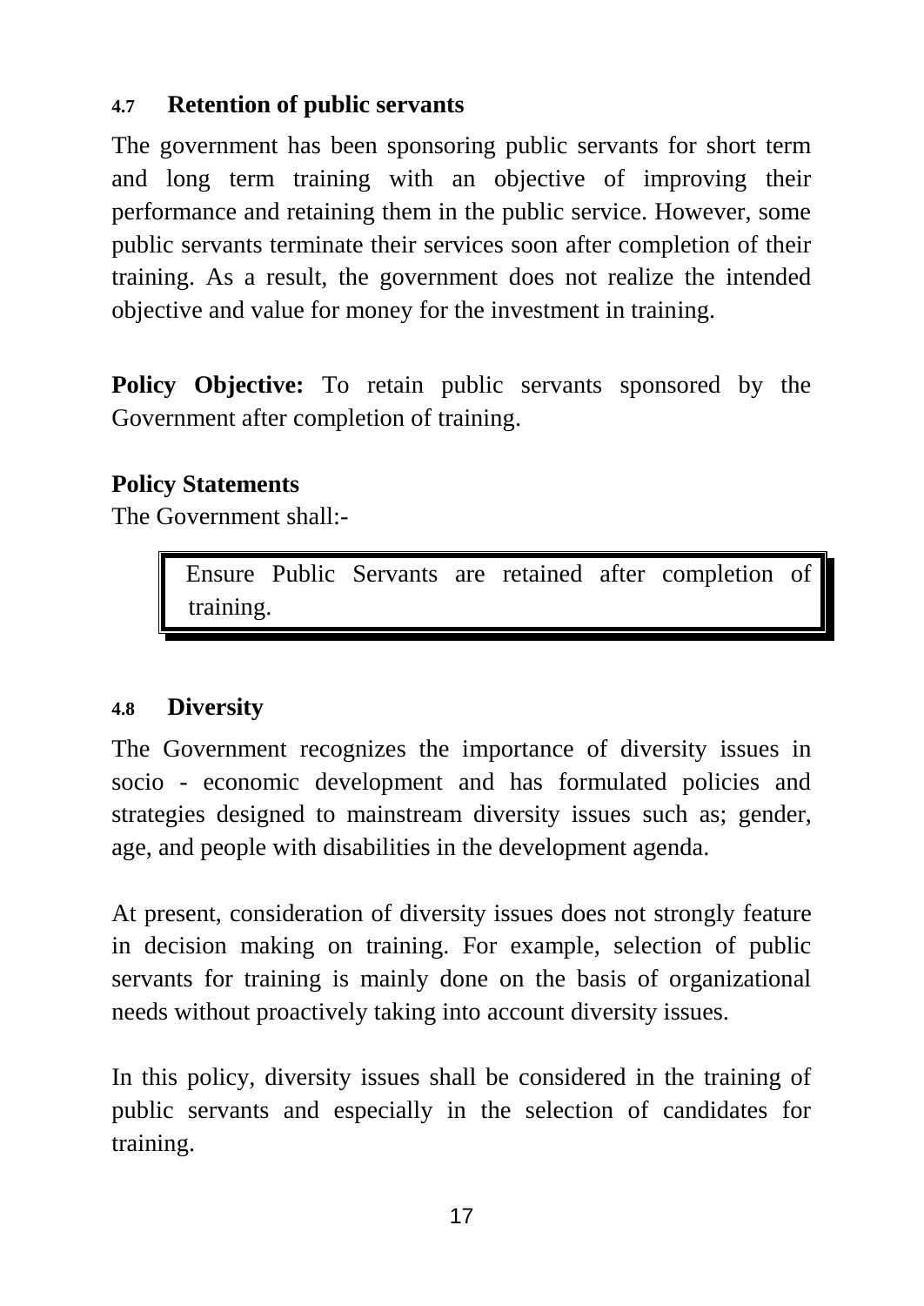### 4.7 Retention of public servants

The government has been sponsoring public servants for short term and long term training with an objective of improving their performance and retaining them in the public service. However, some public servants terminate their services soon after completion of their training. As a result, the government does not realize the intended objective and value for money for the investment in training.

**Policy Objective:** To retain public servants sponsored by the Government after completion of training.

**Policy Statements**

The Government shall:-

> Ensure Public Servants are retained after completion of training.

### 4.8 Diversity

The Government recognizes the importance of diversity issues in socio - economic development and has formulated policies and strategies designed to mainstream diversity issues such as; gender, age, and people with disabilities in the development agenda.

At present, consideration of diversity issues does not strongly feature in decision making on training. For example, selection of public servants for training is mainly done on the basis of organizational needs without proactively taking into account diversity issues.

In this policy, diversity issues shall be considered in the training of public servants and especially in the selection of candidates for training.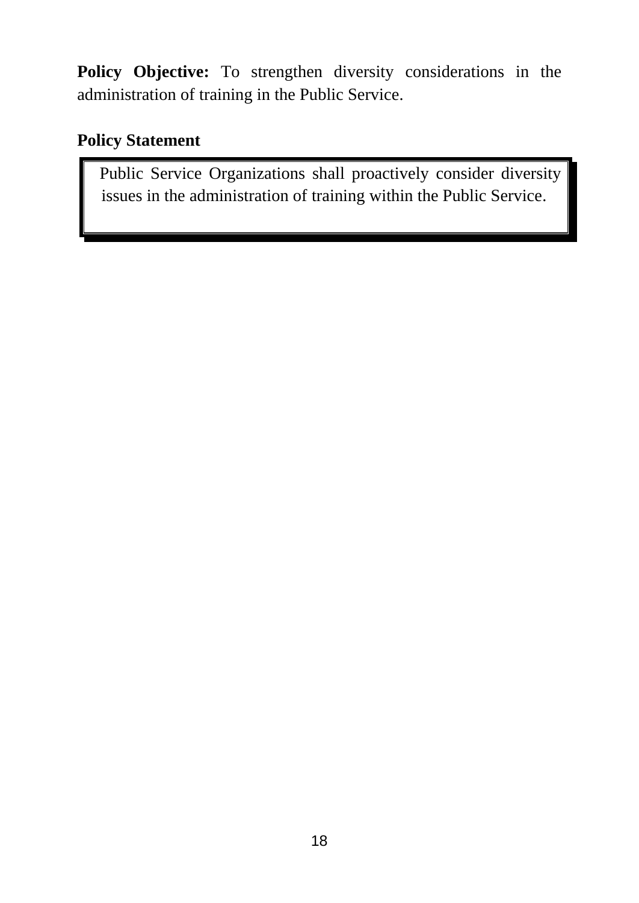**Policy Objective:** To strengthen diversity considerations in the administration of training in the Public Service.

**Policy Statement**

> Public Service Organizations shall proactively consider diversity issues in the administration of training within the Public Service.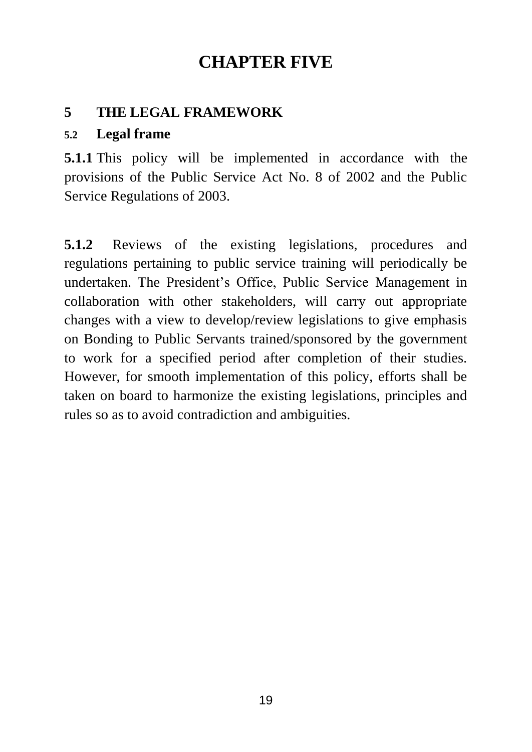# CHAPTER FIVE

## 5 THE LEGAL FRAMEWORK

### 5.2 Legal frame

**5.1.1** This policy will be implemented in accordance with the provisions of the Public Service Act No. 8 of 2002 and the Public Service Regulations of 2003.

**5.1.2** Reviews of the existing legislations, procedures and regulations pertaining to public service training will periodically be undertaken. The President's Office, Public Service Management in collaboration with other stakeholders, will carry out appropriate changes with a view to develop/review legislations to give emphasis on Bonding to Public Servants trained/sponsored by the government to work for a specified period after completion of their studies. However, for smooth implementation of this policy, efforts shall be taken on board to harmonize the existing legislations, principles and rules so as to avoid contradiction and ambiguities.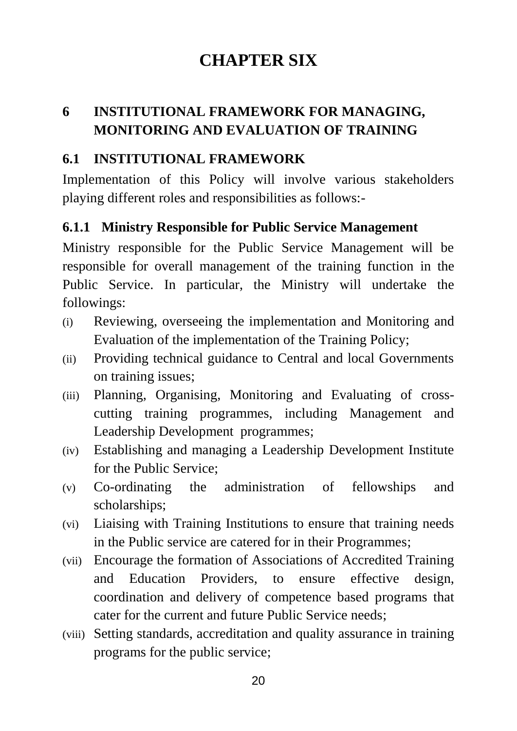# CHAPTER SIX

## 6 INSTITUTIONAL FRAMEWORK FOR MANAGING, MONITORING AND EVALUATION OF TRAINING

### 6.1 INSTITUTIONAL FRAMEWORK

Implementation of this Policy will involve various stakeholders playing different roles and responsibilities as follows:-

#### 6.1.1 Ministry Responsible for Public Service Management

Ministry responsible for the Public Service Management will be responsible for overall management of the training function in the Public Service. In particular, the Ministry will undertake the followings:

(i) Reviewing, overseeing the implementation and Monitoring and Evaluation of the implementation of the Training Policy;

(ii) Providing technical guidance to Central and local Governments on training issues;

(iii) Planning, Organising, Monitoring and Evaluating of cross-cutting training programmes, including Management and Leadership Development programmes;

(iv) Establishing and managing a Leadership Development Institute for the Public Service;

(v) Co-ordinating the administration of fellowships and scholarships;

(vi) Liaising with Training Institutions to ensure that training needs in the Public service are catered for in their Programmes;

(vii) Encourage the formation of Associations of Accredited Training and Education Providers, to ensure effective design, coordination and delivery of competence based programs that cater for the current and future Public Service needs;

(viii) Setting standards, accreditation and quality assurance in training programs for the public service;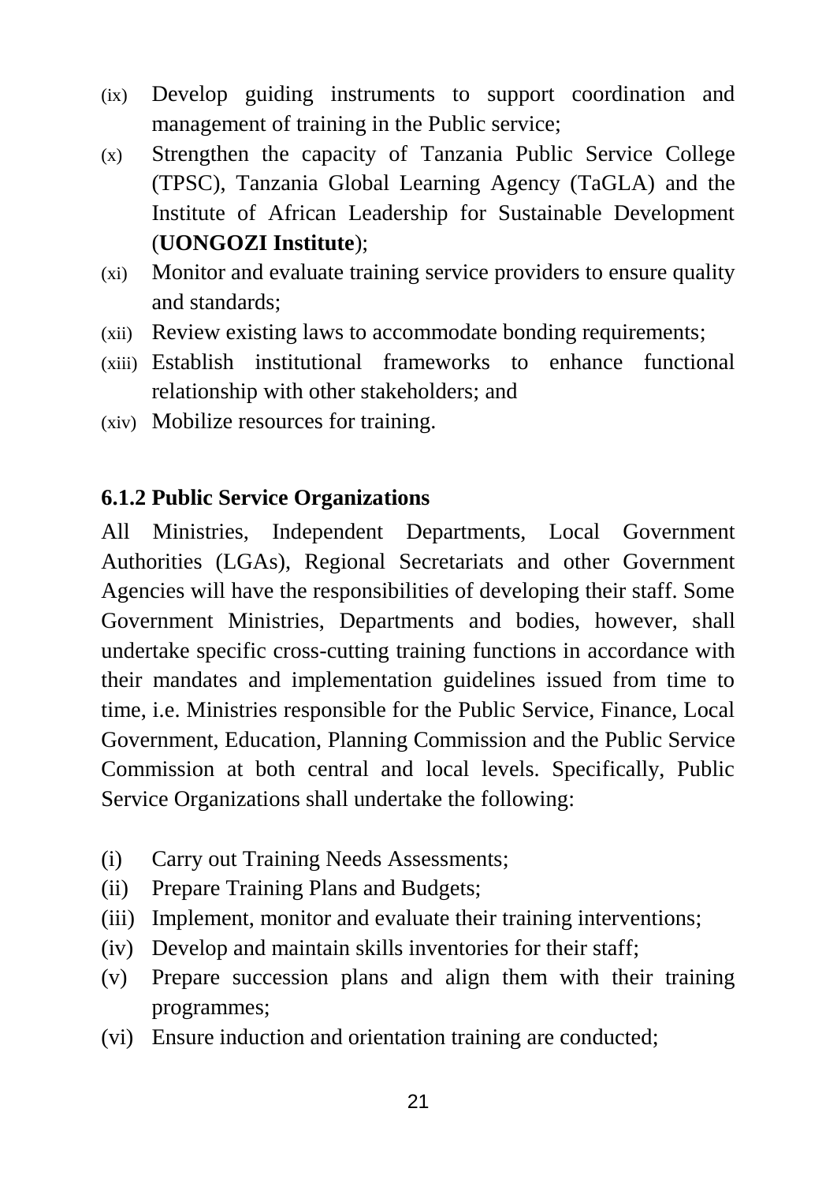(ix) Develop guiding instruments to support coordination and management of training in the Public service;

(x) Strengthen the capacity of Tanzania Public Service College (TPSC), Tanzania Global Learning Agency (TaGLA) and the Institute of African Leadership for Sustainable Development (**UONGOZI Institute**);

(xi) Monitor and evaluate training service providers to ensure quality and standards;

(xii) Review existing laws to accommodate bonding requirements;

(xiii) Establish institutional frameworks to enhance functional relationship with other stakeholders; and

(xiv) Mobilize resources for training.

### 6.1.2 Public Service Organizations

All Ministries, Independent Departments, Local Government Authorities (LGAs), Regional Secretariats and other Government Agencies will have the responsibilities of developing their staff. Some Government Ministries, Departments and bodies, however, shall undertake specific cross-cutting training functions in accordance with their mandates and implementation guidelines issued from time to time, i.e. Ministries responsible for the Public Service, Finance, Local Government, Education, Planning Commission and the Public Service Commission at both central and local levels. Specifically, Public Service Organizations shall undertake the following:

(i) Carry out Training Needs Assessments;

(ii) Prepare Training Plans and Budgets;

(iii) Implement, monitor and evaluate their training interventions;

(iv) Develop and maintain skills inventories for their staff;

(v) Prepare succession plans and align them with their training programmes;

(vi) Ensure induction and orientation training are conducted;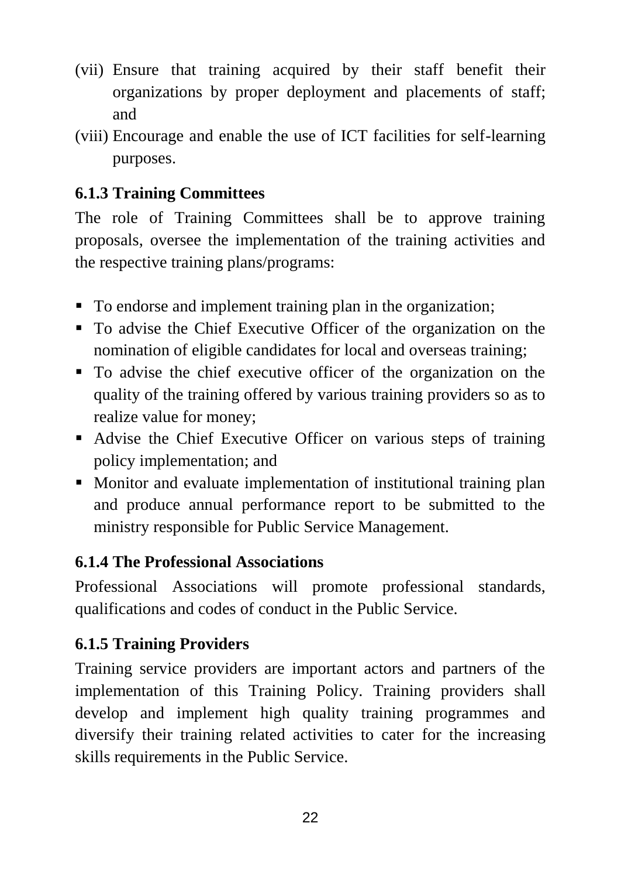(vii) Ensure that training acquired by their staff benefit their organizations by proper deployment and placements of staff; and

(viii) Encourage and enable the use of ICT facilities for self-learning purposes.

### 6.1.3 Training Committees

The role of Training Committees shall be to approve training proposals, oversee the implementation of the training activities and the respective training plans/programs:

- To endorse and implement training plan in the organization;
- To advise the Chief Executive Officer of the organization on the nomination of eligible candidates for local and overseas training;
- To advise the chief executive officer of the organization on the quality of the training offered by various training providers so as to realize value for money;
- Advise the Chief Executive Officer on various steps of training policy implementation; and
- Monitor and evaluate implementation of institutional training plan and produce annual performance report to be submitted to the ministry responsible for Public Service Management.

### 6.1.4 The Professional Associations

Professional Associations will promote professional standards, qualifications and codes of conduct in the Public Service.

### 6.1.5 Training Providers

Training service providers are important actors and partners of the implementation of this Training Policy. Training providers shall develop and implement high quality training programmes and diversify their training related activities to cater for the increasing skills requirements in the Public Service.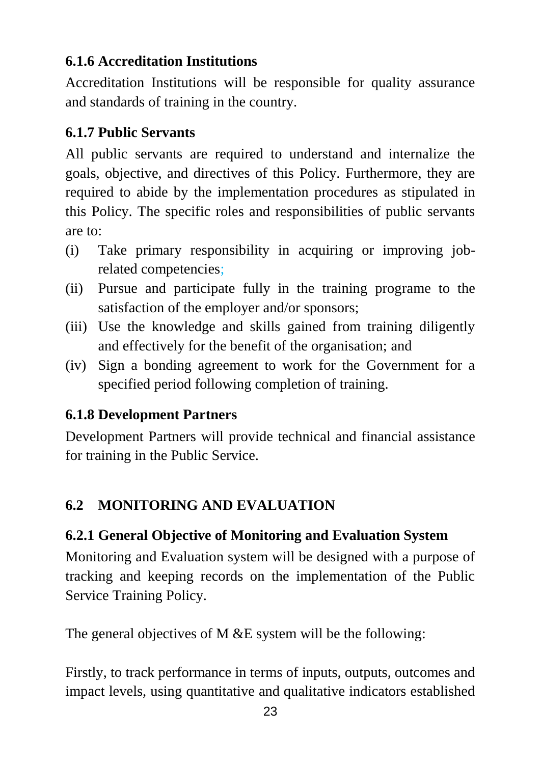### 6.1.6 Accreditation Institutions

Accreditation Institutions will be responsible for quality assurance and standards of training in the country.

### 6.1.7 Public Servants

All public servants are required to understand and internalize the goals, objective, and directives of this Policy. Furthermore, they are required to abide by the implementation procedures as stipulated in this Policy. The specific roles and responsibilities of public servants are to:

(i) Take primary responsibility in acquiring or improving job-related competencies;

(ii) Pursue and participate fully in the training programe to the satisfaction of the employer and/or sponsors;

(iii) Use the knowledge and skills gained from training diligently and effectively for the benefit of the organisation; and

(iv) Sign a bonding agreement to work for the Government for a specified period following completion of training.

### 6.1.8 Development Partners

Development Partners will provide technical and financial assistance for training in the Public Service.

## 6.2 MONITORING AND EVALUATION

### 6.2.1 General Objective of Monitoring and Evaluation System

Monitoring and Evaluation system will be designed with a purpose of tracking and keeping records on the implementation of the Public Service Training Policy.

The general objectives of M &E system will be the following:

Firstly, to track performance in terms of inputs, outputs, outcomes and impact levels, using quantitative and qualitative indicators established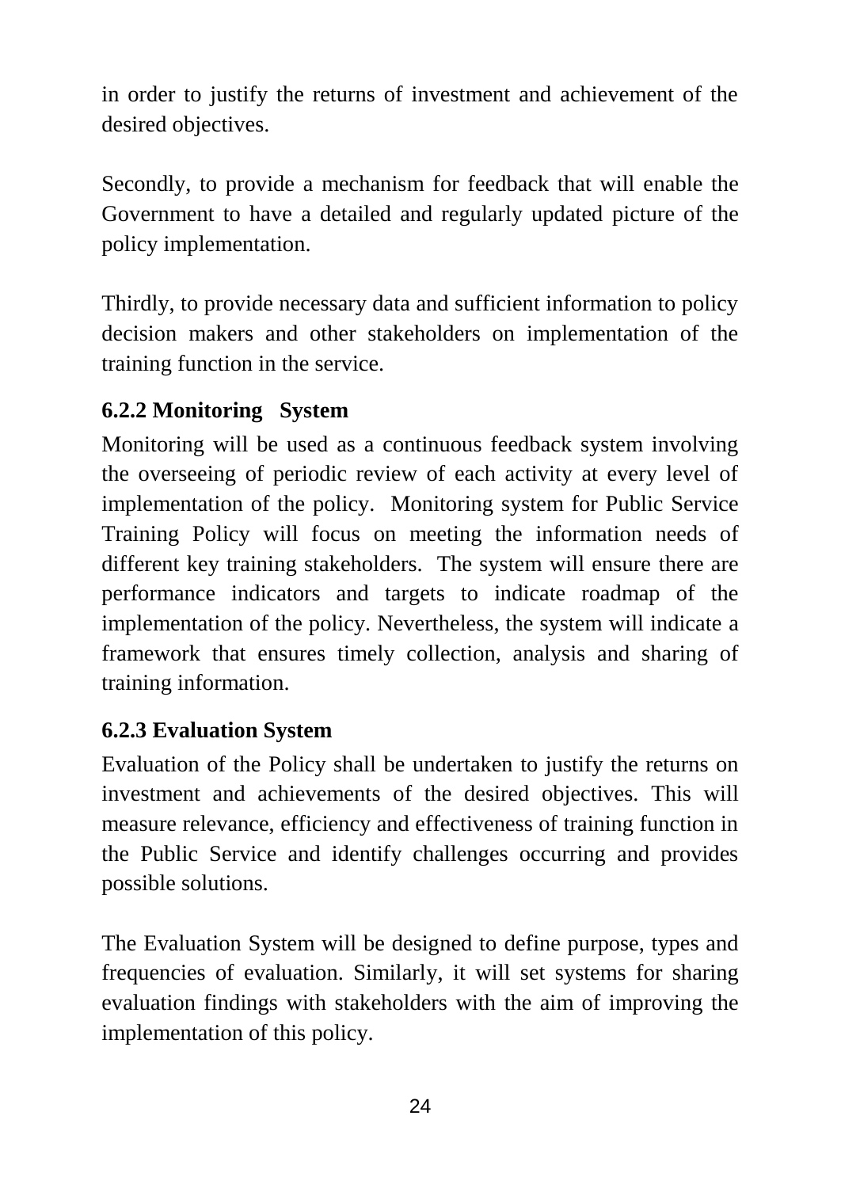in order to justify the returns of investment and achievement of the desired objectives.

Secondly, to provide a mechanism for feedback that will enable the Government to have a detailed and regularly updated picture of the policy implementation.

Thirdly, to provide necessary data and sufficient information to policy decision makers and other stakeholders on implementation of the training function in the service.

### 6.2.2 Monitoring System

Monitoring will be used as a continuous feedback system involving the overseeing of periodic review of each activity at every level of implementation of the policy. Monitoring system for Public Service Training Policy will focus on meeting the information needs of different key training stakeholders. The system will ensure there are performance indicators and targets to indicate roadmap of the implementation of the policy. Nevertheless, the system will indicate a framework that ensures timely collection, analysis and sharing of training information.

### 6.2.3 Evaluation System

Evaluation of the Policy shall be undertaken to justify the returns on investment and achievements of the desired objectives. This will measure relevance, efficiency and effectiveness of training function in the Public Service and identify challenges occurring and provides possible solutions.

The Evaluation System will be designed to define purpose, types and frequencies of evaluation. Similarly, it will set systems for sharing evaluation findings with stakeholders with the aim of improving the implementation of this policy.